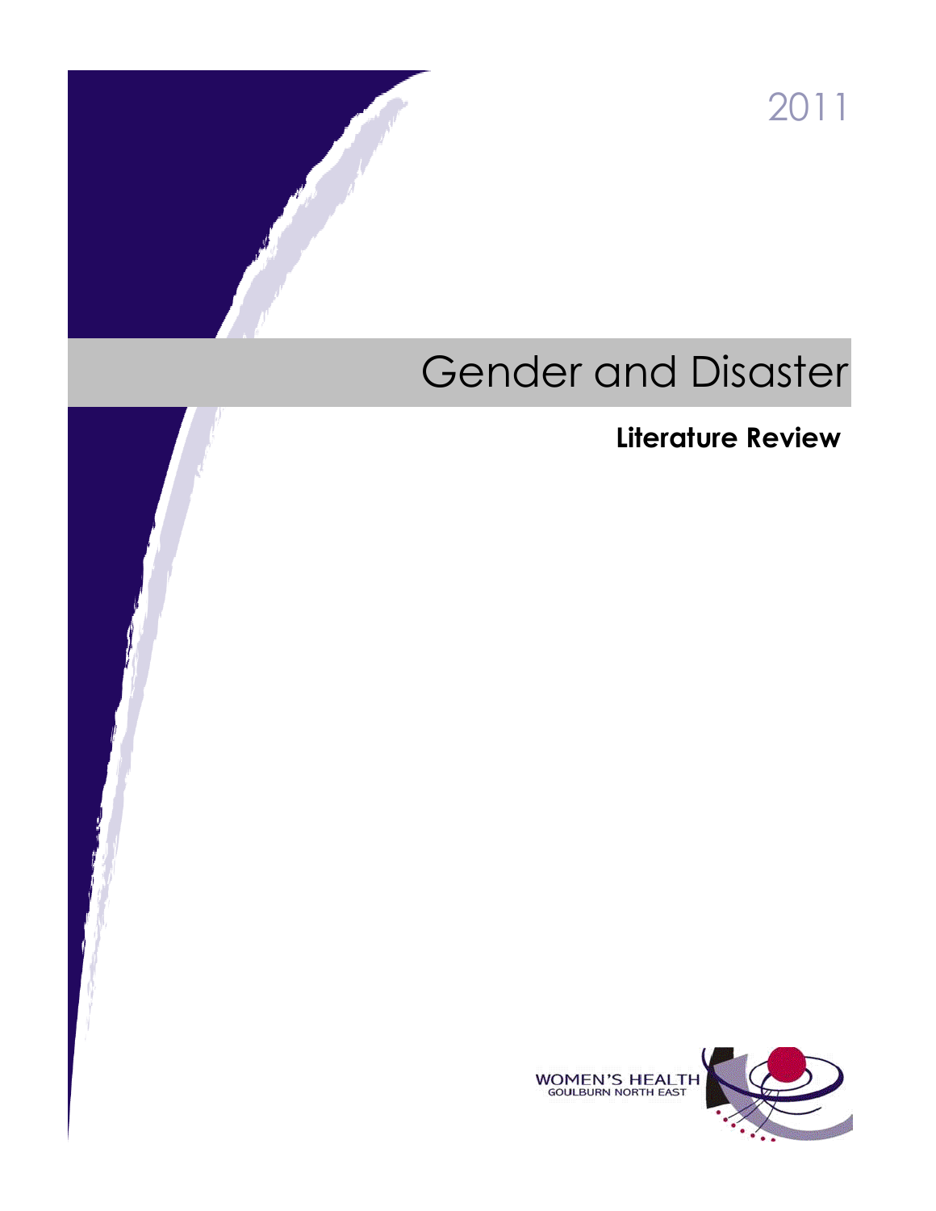2011

# Gender and Disaster

## Literature Review

WOMEN'S HEALTH
GOULBURN NORTH EAST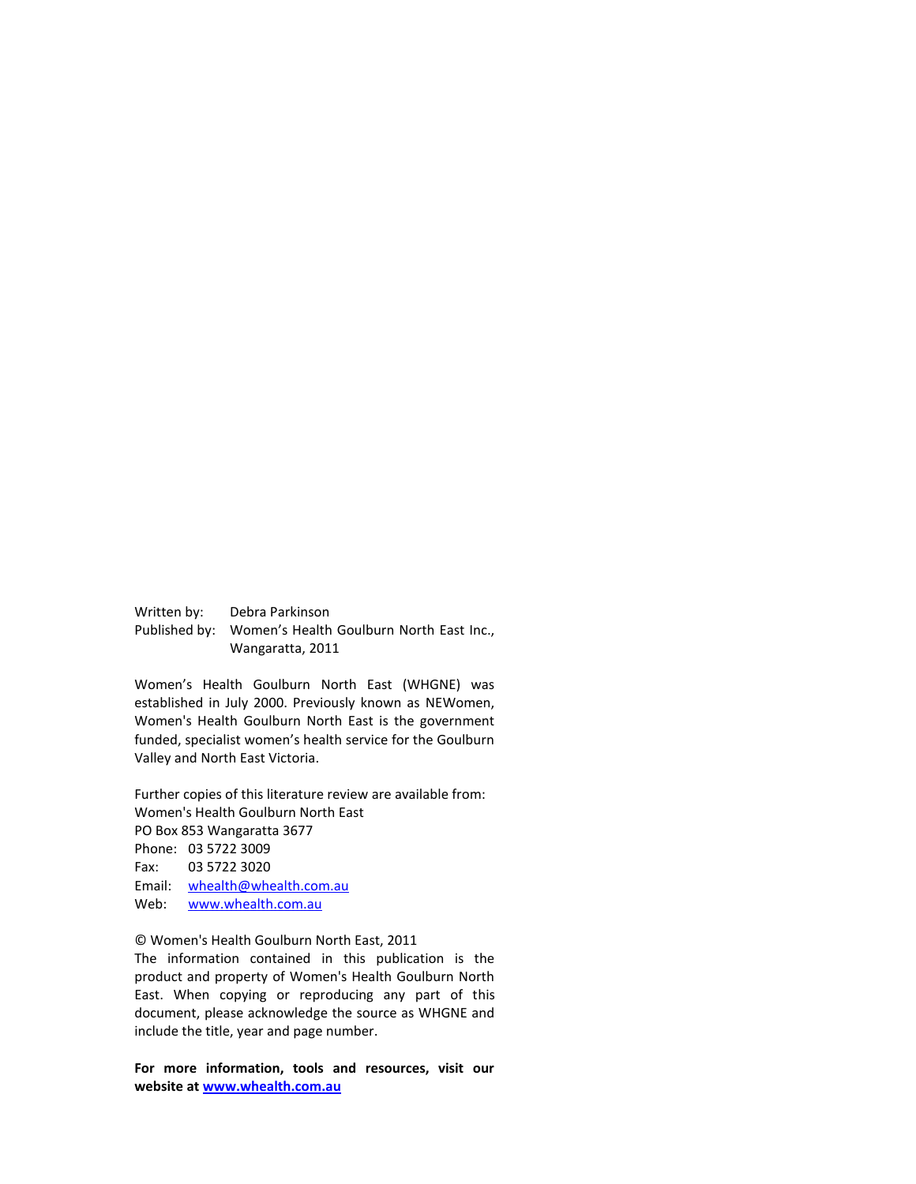Written by: Debra Parkinson
Published by: Women's Health Goulburn North East Inc., Wangaratta, 2011

Women's Health Goulburn North East (WHGNE) was established in July 2000. Previously known as NEWomen, Women's Health Goulburn North East is the government funded, specialist women's health service for the Goulburn Valley and North East Victoria.

Further copies of this literature review are available from:
Women's Health Goulburn North East
PO Box 853 Wangaratta 3677
Phone: 03 5722 3009
Fax: 03 5722 3020
Email: whealth@whealth.com.au
Web: www.whealth.com.au

© Women's Health Goulburn North East, 2011
The information contained in this publication is the product and property of Women's Health Goulburn North East. When copying or reproducing any part of this document, please acknowledge the source as WHGNE and include the title, year and page number.

**For more information, tools and resources, visit our website at www.whealth.com.au**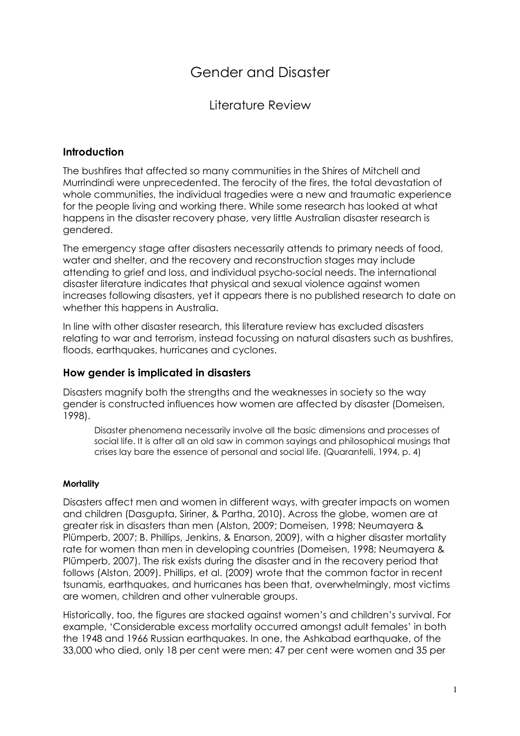# Gender and Disaster

## Literature Review

### Introduction

The bushfires that affected so many communities in the Shires of Mitchell and Murrindindi were unprecedented. The ferocity of the fires, the total devastation of whole communities, the individual tragedies were a new and traumatic experience for the people living and working there. While some research has looked at what happens in the disaster recovery phase, very little Australian disaster research is gendered.

The emergency stage after disasters necessarily attends to primary needs of food, water and shelter, and the recovery and reconstruction stages may include attending to grief and loss, and individual psycho-social needs. The international disaster literature indicates that physical and sexual violence against women increases following disasters, yet it appears there is no published research to date on whether this happens in Australia.

In line with other disaster research, this literature review has excluded disasters relating to war and terrorism, instead focussing on natural disasters such as bushfires, floods, earthquakes, hurricanes and cyclones.

### How gender is implicated in disasters

Disasters magnify both the strengths and the weaknesses in society so the way gender is constructed influences how women are affected by disaster (Domeisen, 1998).

> Disaster phenomena necessarily involve all the basic dimensions and processes of social life. It is after all an old saw in common sayings and philosophical musings that crises lay bare the essence of personal and social life. (Quarantelli, 1994, p. 4)

#### Mortality

Disasters affect men and women in different ways, with greater impacts on women and children (Dasgupta, Siriner, & Partha, 2010). Across the globe, women are at greater risk in disasters than men (Alston, 2009; Domeisen, 1998; Neumayera & Plümperb, 2007; B. Phillips, Jenkins, & Enarson, 2009), with a higher disaster mortality rate for women than men in developing countries (Domeisen, 1998; Neumayera & Plümperb, 2007). The risk exists during the disaster and in the recovery period that follows (Alston, 2009). Phillips, et al. (2009) wrote that the common factor in recent tsunamis, earthquakes, and hurricanes has been that, overwhelmingly, most victims are women, children and other vulnerable groups.

Historically, too, the figures are stacked against women's and children's survival. For example, 'Considerable excess mortality occurred amongst adult females' in both the 1948 and 1966 Russian earthquakes. In one, the Ashkabad earthquake, of the 33,000 who died, only 18 per cent were men: 47 per cent were women and 35 per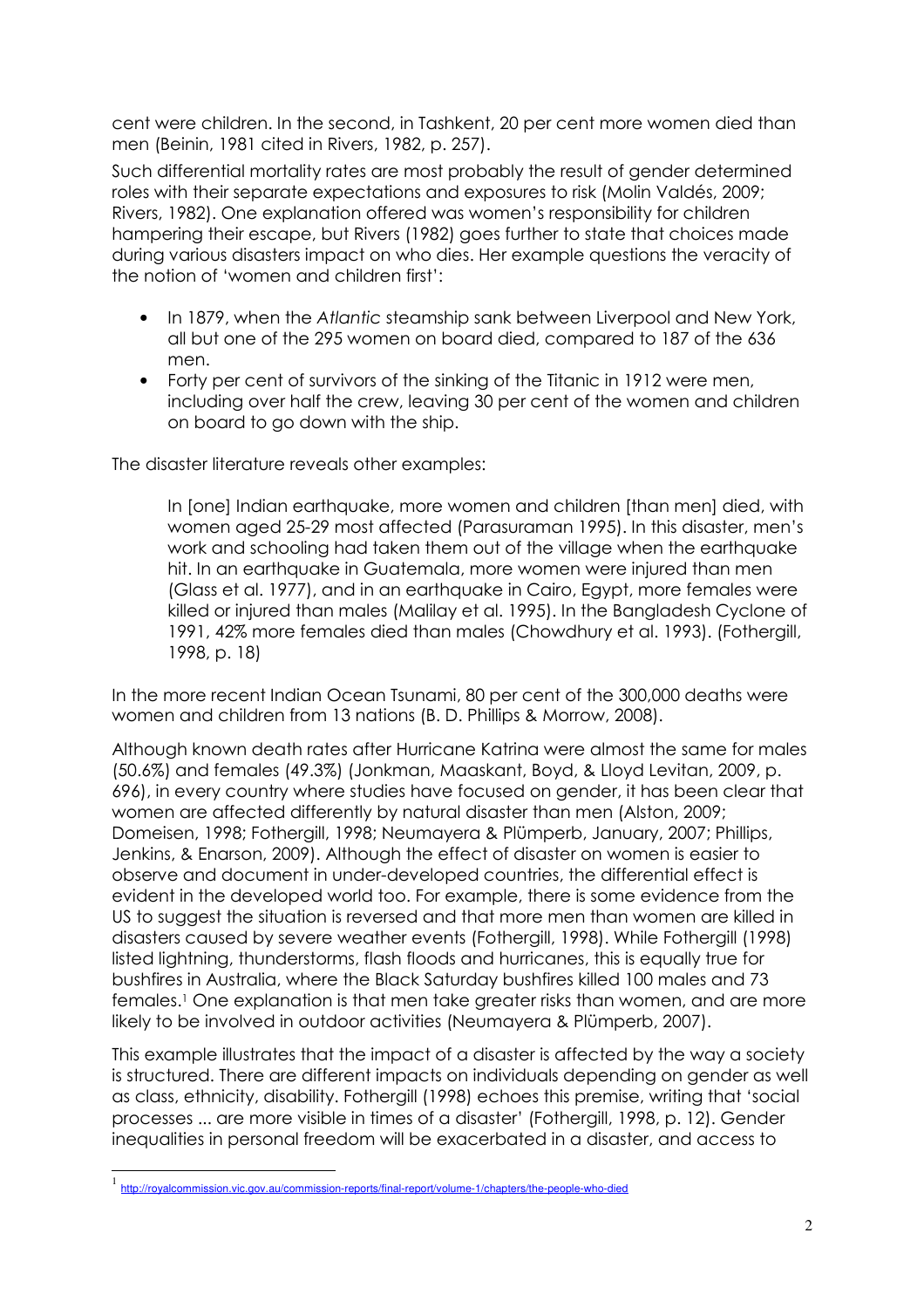cent were children. In the second, in Tashkent, 20 per cent more women died than men (Beinin, 1981 cited in Rivers, 1982, p. 257).

Such differential mortality rates are most probably the result of gender determined roles with their separate expectations and exposures to risk (Molin Valdés, 2009; Rivers, 1982). One explanation offered was women's responsibility for children hampering their escape, but Rivers (1982) goes further to state that choices made during various disasters impact on who dies. Her example questions the veracity of the notion of 'women and children first':

- In 1879, when the *Atlantic* steamship sank between Liverpool and New York, all but one of the 295 women on board died, compared to 187 of the 636 men.
- Forty per cent of survivors of the sinking of the Titanic in 1912 were men, including over half the crew, leaving 30 per cent of the women and children on board to go down with the ship.

The disaster literature reveals other examples:

> In [one] Indian earthquake, more women and children [than men] died, with women aged 25-29 most affected (Parasuraman 1995). In this disaster, men's work and schooling had taken them out of the village when the earthquake hit. In an earthquake in Guatemala, more women were injured than men (Glass et al. 1977), and in an earthquake in Cairo, Egypt, more females were killed or injured than males (Malilay et al. 1995). In the Bangladesh Cyclone of 1991, 42% more females died than males (Chowdhury et al. 1993). (Fothergill, 1998, p. 18)

In the more recent Indian Ocean Tsunami, 80 per cent of the 300,000 deaths were women and children from 13 nations (B. D. Phillips & Morrow, 2008).

Although known death rates after Hurricane Katrina were almost the same for males (50.6%) and females (49.3%) (Jonkman, Maaskant, Boyd, & Lloyd Levitan, 2009, p. 696), in every country where studies have focused on gender, it has been clear that women are affected differently by natural disaster than men (Alston, 2009; Domeisen, 1998; Fothergill, 1998; Neumayera & Plümperb, January, 2007; Phillips, Jenkins, & Enarson, 2009). Although the effect of disaster on women is easier to observe and document in under-developed countries, the differential effect is evident in the developed world too. For example, there is some evidence from the US to suggest the situation is reversed and that more men than women are killed in disasters caused by severe weather events (Fothergill, 1998). While Fothergill (1998) listed lightning, thunderstorms, flash floods and hurricanes, this is equally true for bushfires in Australia, where the Black Saturday bushfires killed 100 males and 73 females.[1] One explanation is that men take greater risks than women, and are more likely to be involved in outdoor activities (Neumayera & Plümperb, 2007).

This example illustrates that the impact of a disaster is affected by the way a society is structured. There are different impacts on individuals depending on gender as well as class, ethnicity, disability. Fothergill (1998) echoes this premise, writing that 'social processes ... are more visible in times of a disaster' (Fothergill, 1998, p. 12). Gender inequalities in personal freedom will be exacerbated in a disaster, and access to

---

[1] http://royalcommission.vic.gov.au/commission-reports/final-report/volume-1/chapters/the-people-who-died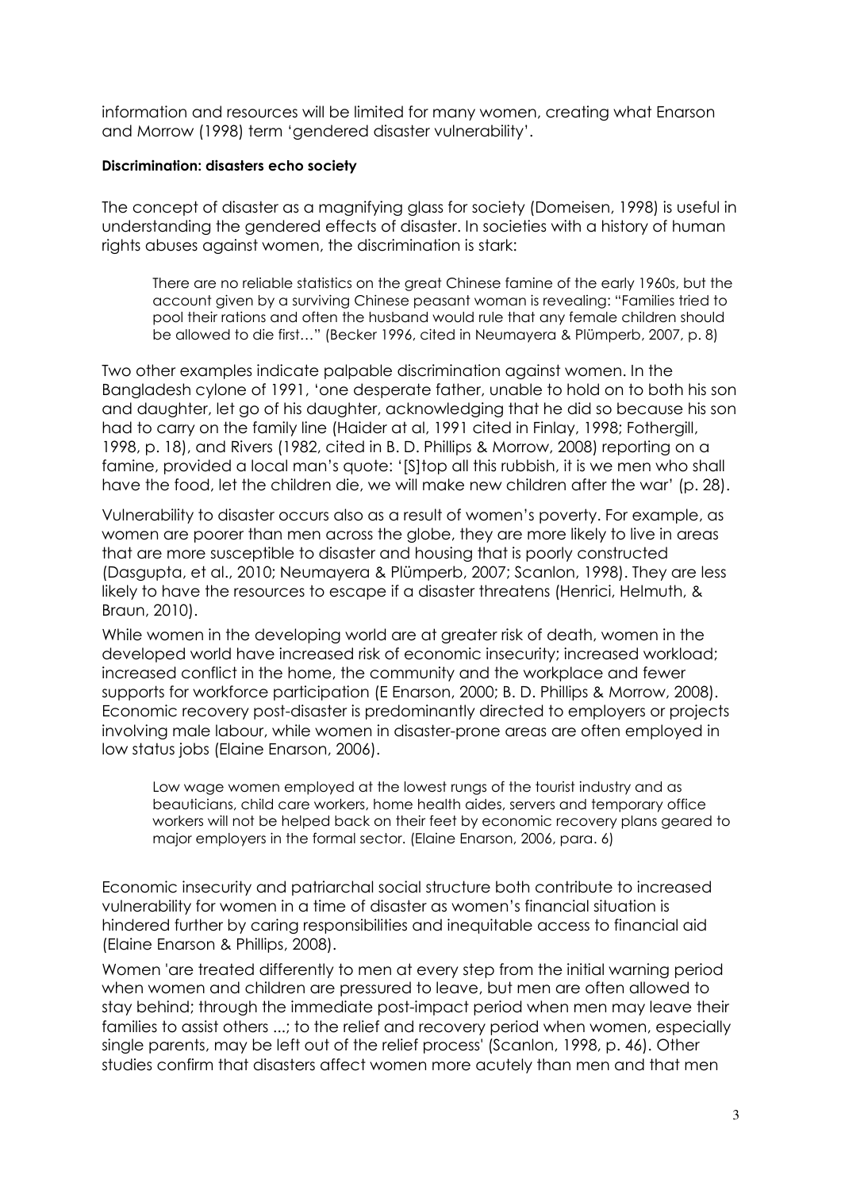information and resources will be limited for many women, creating what Enarson and Morrow (1998) term 'gendered disaster vulnerability'.

#### Discrimination: disasters echo society

The concept of disaster as a magnifying glass for society (Domeisen, 1998) is useful in understanding the gendered effects of disaster. In societies with a history of human rights abuses against women, the discrimination is stark:

> There are no reliable statistics on the great Chinese famine of the early 1960s, but the account given by a surviving Chinese peasant woman is revealing: "Families tried to pool their rations and often the husband would rule that any female children should be allowed to die first…" (Becker 1996, cited in Neumayera & Plümperb, 2007, p. 8)

Two other examples indicate palpable discrimination against women. In the Bangladesh cylone of 1991, 'one desperate father, unable to hold on to both his son and daughter, let go of his daughter, acknowledging that he did so because his son had to carry on the family line (Haider at al, 1991 cited in Finlay, 1998; Fothergill, 1998, p. 18), and Rivers (1982, cited in B. D. Phillips & Morrow, 2008) reporting on a famine, provided a local man's quote: '[S]top all this rubbish, it is we men who shall have the food, let the children die, we will make new children after the war' (p. 28).

Vulnerability to disaster occurs also as a result of women's poverty. For example, as women are poorer than men across the globe, they are more likely to live in areas that are more susceptible to disaster and housing that is poorly constructed (Dasgupta, et al., 2010; Neumayera & Plümperb, 2007; Scanlon, 1998). They are less likely to have the resources to escape if a disaster threatens (Henrici, Helmuth, & Braun, 2010).

While women in the developing world are at greater risk of death, women in the developed world have increased risk of economic insecurity; increased workload; increased conflict in the home, the community and the workplace and fewer supports for workforce participation (E Enarson, 2000; B. D. Phillips & Morrow, 2008). Economic recovery post-disaster is predominantly directed to employers or projects involving male labour, while women in disaster-prone areas are often employed in low status jobs (Elaine Enarson, 2006).

> Low wage women employed at the lowest rungs of the tourist industry and as beauticians, child care workers, home health aides, servers and temporary office workers will not be helped back on their feet by economic recovery plans geared to major employers in the formal sector. (Elaine Enarson, 2006, para. 6)

Economic insecurity and patriarchal social structure both contribute to increased vulnerability for women in a time of disaster as women's financial situation is hindered further by caring responsibilities and inequitable access to financial aid (Elaine Enarson & Phillips, 2008).

Women 'are treated differently to men at every step from the initial warning period when women and children are pressured to leave, but men are often allowed to stay behind; through the immediate post-impact period when men may leave their families to assist others ...; to the relief and recovery period when women, especially single parents, may be left out of the relief process' (Scanlon, 1998, p. 46). Other studies confirm that disasters affect women more acutely than men and that men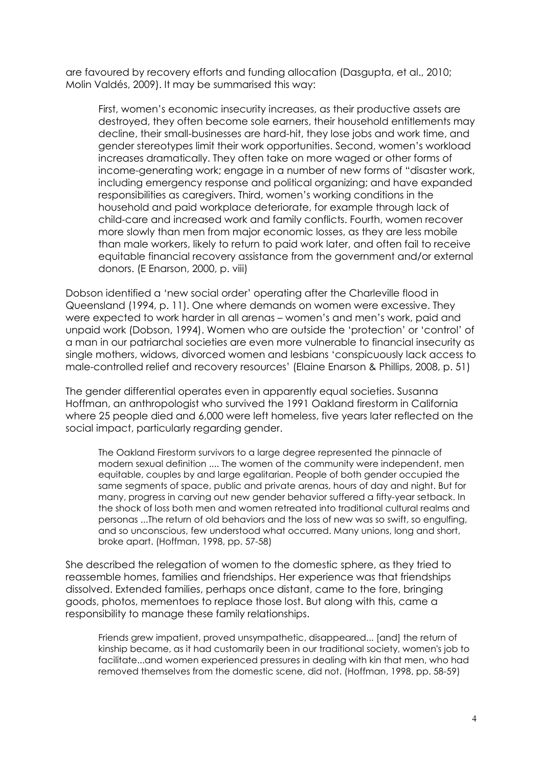are favoured by recovery efforts and funding allocation (Dasgupta, et al., 2010; Molin Valdés, 2009). It may be summarised this way:

> First, women's economic insecurity increases, as their productive assets are destroyed, they often become sole earners, their household entitlements may decline, their small-businesses are hard-hit, they lose jobs and work time, and gender stereotypes limit their work opportunities. Second, women's workload increases dramatically. They often take on more waged or other forms of income-generating work; engage in a number of new forms of "disaster work, including emergency response and political organizing; and have expanded responsibilities as caregivers. Third, women's working conditions in the household and paid workplace deteriorate, for example through lack of child-care and increased work and family conflicts. Fourth, women recover more slowly than men from major economic losses, as they are less mobile than male workers, likely to return to paid work later, and often fail to receive equitable financial recovery assistance from the government and/or external donors. (E Enarson, 2000, p. viii)

Dobson identified a 'new social order' operating after the Charleville flood in Queensland (1994, p. 11). One where demands on women were excessive. They were expected to work harder in all arenas – women's and men's work, paid and unpaid work (Dobson, 1994). Women who are outside the 'protection' or 'control' of a man in our patriarchal societies are even more vulnerable to financial insecurity as single mothers, widows, divorced women and lesbians 'conspicuously lack access to male-controlled relief and recovery resources' (Elaine Enarson & Phillips, 2008, p. 51)

The gender differential operates even in apparently equal societies. Susanna Hoffman, an anthropologist who survived the 1991 Oakland firestorm in California where 25 people died and 6,000 were left homeless, five years later reflected on the social impact, particularly regarding gender.

> The Oakland Firestorm survivors to a large degree represented the pinnacle of modern sexual definition .... The women of the community were independent, men equitable, couples by and large egalitarian. People of both gender occupied the same segments of space, public and private arenas, hours of day and night. But for many, progress in carving out new gender behavior suffered a fifty-year setback. In the shock of loss both men and women retreated into traditional cultural realms and personas ...The return of old behaviors and the loss of new was so swift, so engulfing, and so unconscious, few understood what occurred. Many unions, long and short, broke apart. (Hoffman, 1998, pp. 57-58)

She described the relegation of women to the domestic sphere, as they tried to reassemble homes, families and friendships. Her experience was that friendships dissolved. Extended families, perhaps once distant, came to the fore, bringing goods, photos, mementoes to replace those lost. But along with this, came a responsibility to manage these family relationships.

> Friends grew impatient, proved unsympathetic, disappeared... [and] the return of kinship became, as it had customarily been in our traditional society, women's job to facilitate...and women experienced pressures in dealing with kin that men, who had removed themselves from the domestic scene, did not. (Hoffman, 1998, pp. 58-59)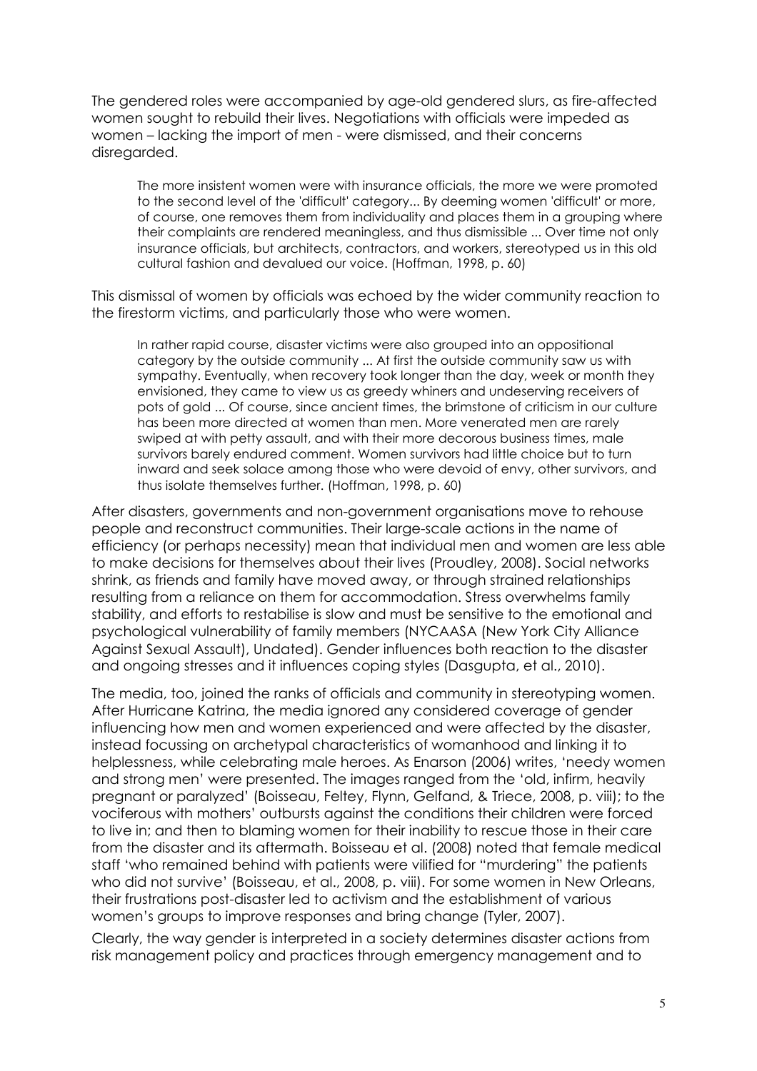The gendered roles were accompanied by age-old gendered slurs, as fire-affected women sought to rebuild their lives. Negotiations with officials were impeded as women – lacking the import of men - were dismissed, and their concerns disregarded.

> The more insistent women were with insurance officials, the more we were promoted to the second level of the 'difficult' category... By deeming women 'difficult' or more, of course, one removes them from individuality and places them in a grouping where their complaints are rendered meaningless, and thus dismissible ... Over time not only insurance officials, but architects, contractors, and workers, stereotyped us in this old cultural fashion and devalued our voice. (Hoffman, 1998, p. 60)

This dismissal of women by officials was echoed by the wider community reaction to the firestorm victims, and particularly those who were women.

> In rather rapid course, disaster victims were also grouped into an oppositional category by the outside community ... At first the outside community saw us with sympathy. Eventually, when recovery took longer than the day, week or month they envisioned, they came to view us as greedy whiners and undeserving receivers of pots of gold ... Of course, since ancient times, the brimstone of criticism in our culture has been more directed at women than men. More venerated men are rarely swiped at with petty assault, and with their more decorous business times, male survivors barely endured comment. Women survivors had little choice but to turn inward and seek solace among those who were devoid of envy, other survivors, and thus isolate themselves further. (Hoffman, 1998, p. 60)

After disasters, governments and non-government organisations move to rehouse people and reconstruct communities. Their large-scale actions in the name of efficiency (or perhaps necessity) mean that individual men and women are less able to make decisions for themselves about their lives (Proudley, 2008). Social networks shrink, as friends and family have moved away, or through strained relationships resulting from a reliance on them for accommodation. Stress overwhelms family stability, and efforts to restabilise is slow and must be sensitive to the emotional and psychological vulnerability of family members (NYCAASA (New York City Alliance Against Sexual Assault), Undated). Gender influences both reaction to the disaster and ongoing stresses and it influences coping styles (Dasgupta, et al., 2010).

The media, too, joined the ranks of officials and community in stereotyping women. After Hurricane Katrina, the media ignored any considered coverage of gender influencing how men and women experienced and were affected by the disaster, instead focussing on archetypal characteristics of womanhood and linking it to helplessness, while celebrating male heroes. As Enarson (2006) writes, 'needy women and strong men' were presented. The images ranged from the 'old, infirm, heavily pregnant or paralyzed' (Boisseau, Feltey, Flynn, Gelfand, & Triece, 2008, p. viii); to the vociferous with mothers' outbursts against the conditions their children were forced to live in; and then to blaming women for their inability to rescue those in their care from the disaster and its aftermath. Boisseau et al. (2008) noted that female medical staff 'who remained behind with patients were vilified for "murdering" the patients who did not survive' (Boisseau, et al., 2008, p. viii). For some women in New Orleans, their frustrations post-disaster led to activism and the establishment of various women's groups to improve responses and bring change (Tyler, 2007).

Clearly, the way gender is interpreted in a society determines disaster actions from risk management policy and practices through emergency management and to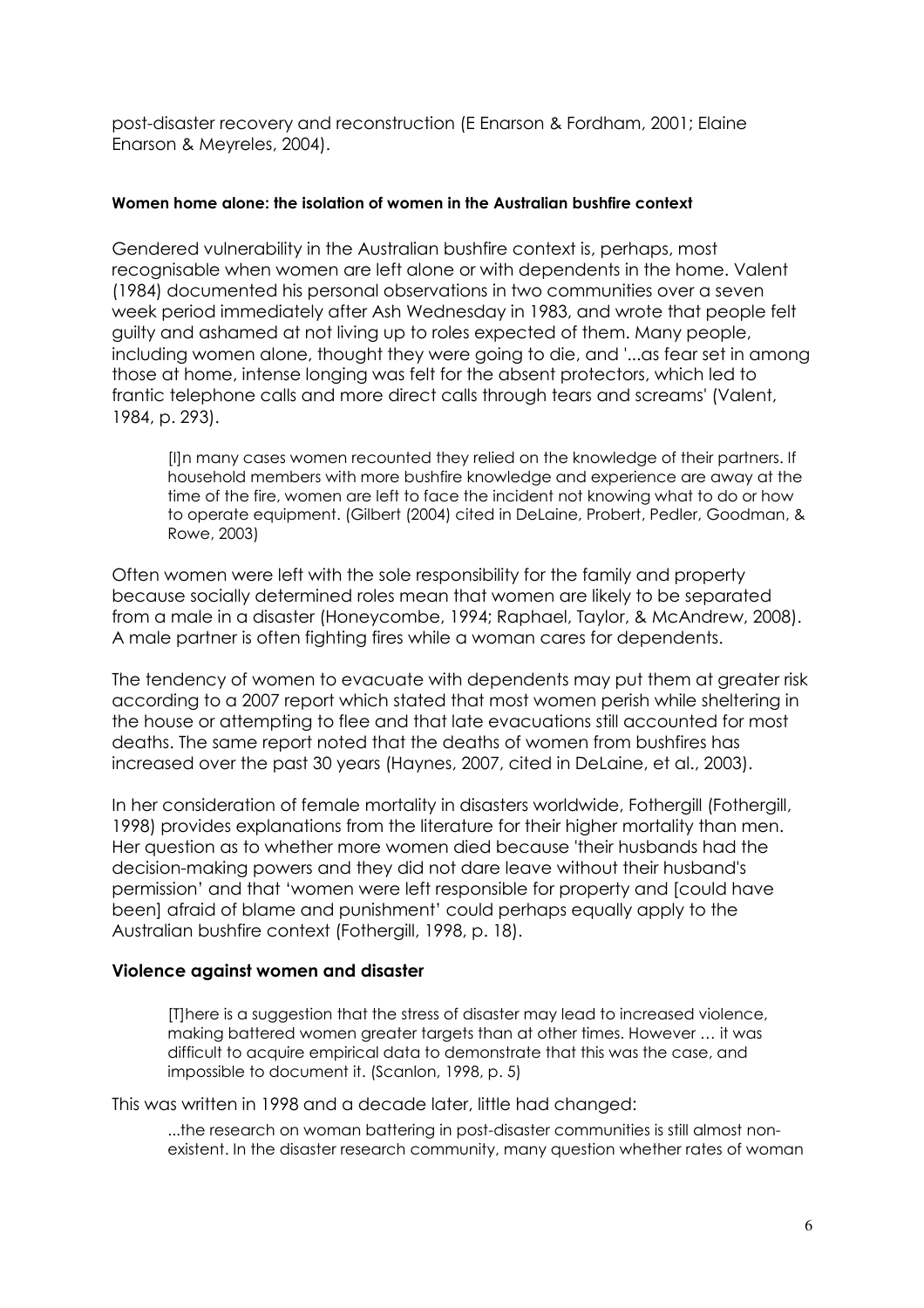post-disaster recovery and reconstruction (E Enarson & Fordham, 2001; Elaine Enarson & Meyreles, 2004).

#### Women home alone: the isolation of women in the Australian bushfire context

Gendered vulnerability in the Australian bushfire context is, perhaps, most recognisable when women are left alone or with dependents in the home. Valent (1984) documented his personal observations in two communities over a seven week period immediately after Ash Wednesday in 1983, and wrote that people felt guilty and ashamed at not living up to roles expected of them. Many people, including women alone, thought they were going to die, and '...as fear set in among those at home, intense longing was felt for the absent protectors, which led to frantic telephone calls and more direct calls through tears and screams' (Valent, 1984, p. 293).

> [I]n many cases women recounted they relied on the knowledge of their partners. If household members with more bushfire knowledge and experience are away at the time of the fire, women are left to face the incident not knowing what to do or how to operate equipment. (Gilbert (2004) cited in DeLaine, Probert, Pedler, Goodman, & Rowe, 2003)

Often women were left with the sole responsibility for the family and property because socially determined roles mean that women are likely to be separated from a male in a disaster (Honeycombe, 1994; Raphael, Taylor, & McAndrew, 2008). A male partner is often fighting fires while a woman cares for dependents.

The tendency of women to evacuate with dependents may put them at greater risk according to a 2007 report which stated that most women perish while sheltering in the house or attempting to flee and that late evacuations still accounted for most deaths. The same report noted that the deaths of women from bushfires has increased over the past 30 years (Haynes, 2007, cited in DeLaine, et al., 2003).

In her consideration of female mortality in disasters worldwide, Fothergill (Fothergill, 1998) provides explanations from the literature for their higher mortality than men. Her question as to whether more women died because 'their husbands had the decision-making powers and they did not dare leave without their husband's permission' and that 'women were left responsible for property and [could have been] afraid of blame and punishment' could perhaps equally apply to the Australian bushfire context (Fothergill, 1998, p. 18).

### Violence against women and disaster

> [T]here is a suggestion that the stress of disaster may lead to increased violence, making battered women greater targets than at other times. However … it was difficult to acquire empirical data to demonstrate that this was the case, and impossible to document it. (Scanlon, 1998, p. 5)

This was written in 1998 and a decade later, little had changed:

> ...the research on woman battering in post-disaster communities is still almost non-existent. In the disaster research community, many question whether rates of woman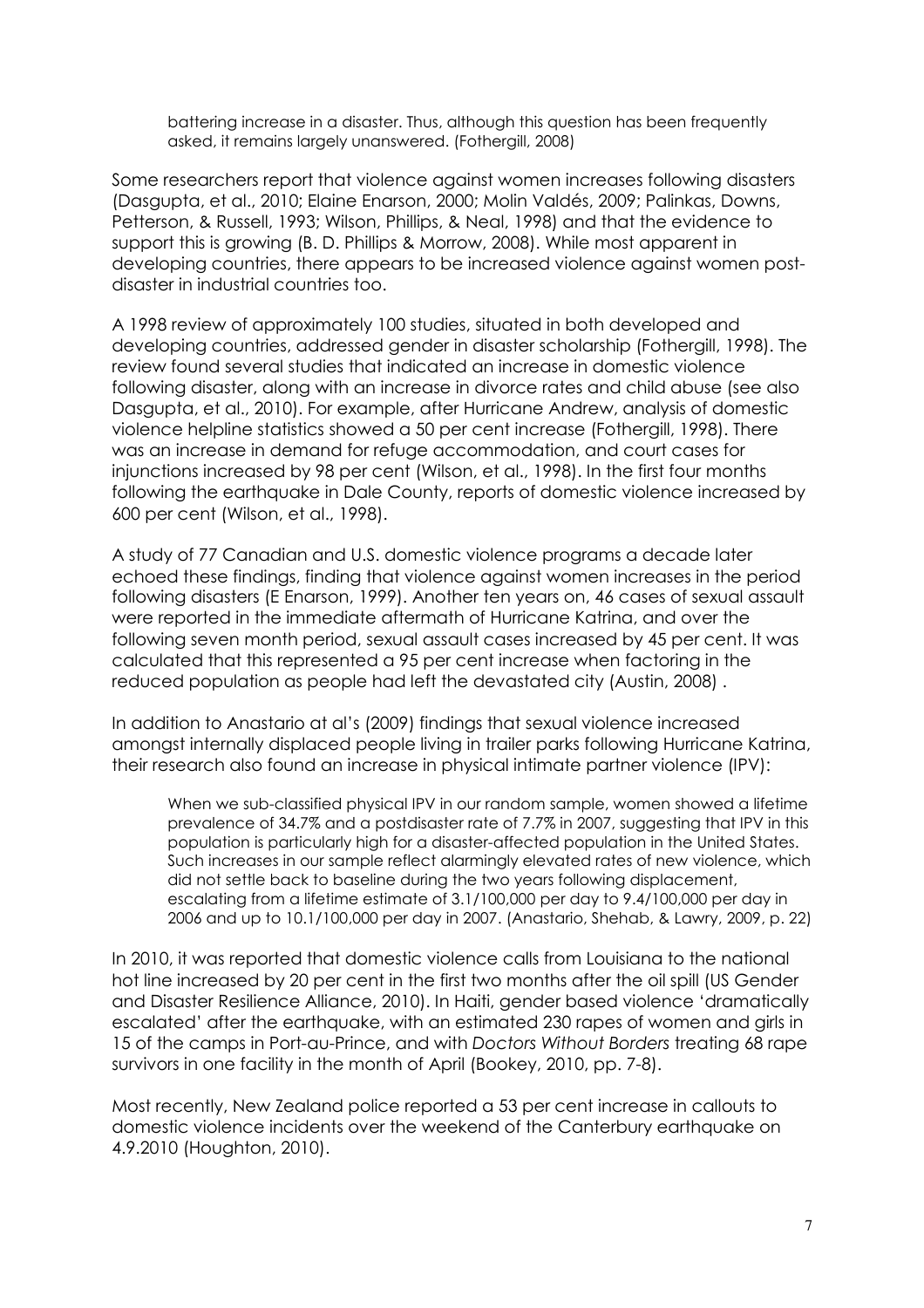> battering increase in a disaster. Thus, although this question has been frequently asked, it remains largely unanswered. (Fothergill, 2008)

Some researchers report that violence against women increases following disasters (Dasgupta, et al., 2010; Elaine Enarson, 2000; Molin Valdés, 2009; Palinkas, Downs, Petterson, & Russell, 1993; Wilson, Phillips, & Neal, 1998) and that the evidence to support this is growing (B. D. Phillips & Morrow, 2008). While most apparent in developing countries, there appears to be increased violence against women post-disaster in industrial countries too.

A 1998 review of approximately 100 studies, situated in both developed and developing countries, addressed gender in disaster scholarship (Fothergill, 1998). The review found several studies that indicated an increase in domestic violence following disaster, along with an increase in divorce rates and child abuse (see also Dasgupta, et al., 2010). For example, after Hurricane Andrew, analysis of domestic violence helpline statistics showed a 50 per cent increase (Fothergill, 1998). There was an increase in demand for refuge accommodation, and court cases for injunctions increased by 98 per cent (Wilson, et al., 1998). In the first four months following the earthquake in Dale County, reports of domestic violence increased by 600 per cent (Wilson, et al., 1998).

A study of 77 Canadian and U.S. domestic violence programs a decade later echoed these findings, finding that violence against women increases in the period following disasters (E Enarson, 1999). Another ten years on, 46 cases of sexual assault were reported in the immediate aftermath of Hurricane Katrina, and over the following seven month period, sexual assault cases increased by 45 per cent. It was calculated that this represented a 95 per cent increase when factoring in the reduced population as people had left the devastated city (Austin, 2008) .

In addition to Anastario at al's (2009) findings that sexual violence increased amongst internally displaced people living in trailer parks following Hurricane Katrina, their research also found an increase in physical intimate partner violence (IPV):

> When we sub-classified physical IPV in our random sample, women showed a lifetime prevalence of 34.7% and a postdisaster rate of 7.7% in 2007, suggesting that IPV in this population is particularly high for a disaster-affected population in the United States. Such increases in our sample reflect alarmingly elevated rates of new violence, which did not settle back to baseline during the two years following displacement, escalating from a lifetime estimate of 3.1/100,000 per day to 9.4/100,000 per day in 2006 and up to 10.1/100,000 per day in 2007. (Anastario, Shehab, & Lawry, 2009, p. 22)

In 2010, it was reported that domestic violence calls from Louisiana to the national hot line increased by 20 per cent in the first two months after the oil spill (US Gender and Disaster Resilience Alliance, 2010). In Haiti, gender based violence 'dramatically escalated' after the earthquake, with an estimated 230 rapes of women and girls in 15 of the camps in Port-au-Prince, and with *Doctors Without Borders* treating 68 rape survivors in one facility in the month of April (Bookey, 2010, pp. 7-8).

Most recently, New Zealand police reported a 53 per cent increase in callouts to domestic violence incidents over the weekend of the Canterbury earthquake on 4.9.2010 (Houghton, 2010).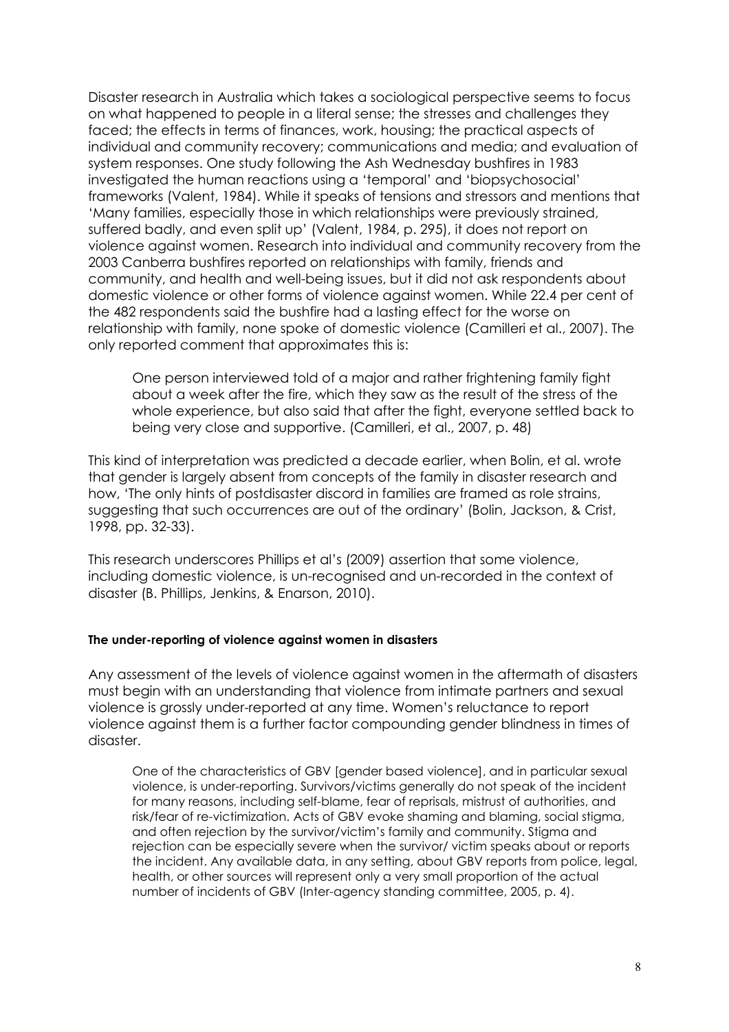Disaster research in Australia which takes a sociological perspective seems to focus on what happened to people in a literal sense; the stresses and challenges they faced; the effects in terms of finances, work, housing; the practical aspects of individual and community recovery; communications and media; and evaluation of system responses. One study following the Ash Wednesday bushfires in 1983 investigated the human reactions using a 'temporal' and 'biopsychosocial' frameworks (Valent, 1984). While it speaks of tensions and stressors and mentions that 'Many families, especially those in which relationships were previously strained, suffered badly, and even split up' (Valent, 1984, p. 295), it does not report on violence against women. Research into individual and community recovery from the 2003 Canberra bushfires reported on relationships with family, friends and community, and health and well-being issues, but it did not ask respondents about domestic violence or other forms of violence against women. While 22.4 per cent of the 482 respondents said the bushfire had a lasting effect for the worse on relationship with family, none spoke of domestic violence (Camilleri et al., 2007). The only reported comment that approximates this is:

> One person interviewed told of a major and rather frightening family fight about a week after the fire, which they saw as the result of the stress of the whole experience, but also said that after the fight, everyone settled back to being very close and supportive. (Camilleri, et al., 2007, p. 48)

This kind of interpretation was predicted a decade earlier, when Bolin, et al. wrote that gender is largely absent from concepts of the family in disaster research and how, 'The only hints of postdisaster discord in families are framed as role strains, suggesting that such occurrences are out of the ordinary' (Bolin, Jackson, & Crist, 1998, pp. 32-33).

This research underscores Phillips et al's (2009) assertion that some violence, including domestic violence, is un-recognised and un-recorded in the context of disaster (B. Phillips, Jenkins, & Enarson, 2010).

**The under-reporting of violence against women in disasters**

Any assessment of the levels of violence against women in the aftermath of disasters must begin with an understanding that violence from intimate partners and sexual violence is grossly under-reported at any time. Women's reluctance to report violence against them is a further factor compounding gender blindness in times of disaster.

> One of the characteristics of GBV [gender based violence], and in particular sexual violence, is under-reporting. Survivors/victims generally do not speak of the incident for many reasons, including self-blame, fear of reprisals, mistrust of authorities, and risk/fear of re-victimization. Acts of GBV evoke shaming and blaming, social stigma, and often rejection by the survivor/victim's family and community. Stigma and rejection can be especially severe when the survivor/ victim speaks about or reports the incident. Any available data, in any setting, about GBV reports from police, legal, health, or other sources will represent only a very small proportion of the actual number of incidents of GBV (Inter-agency standing committee, 2005, p. 4).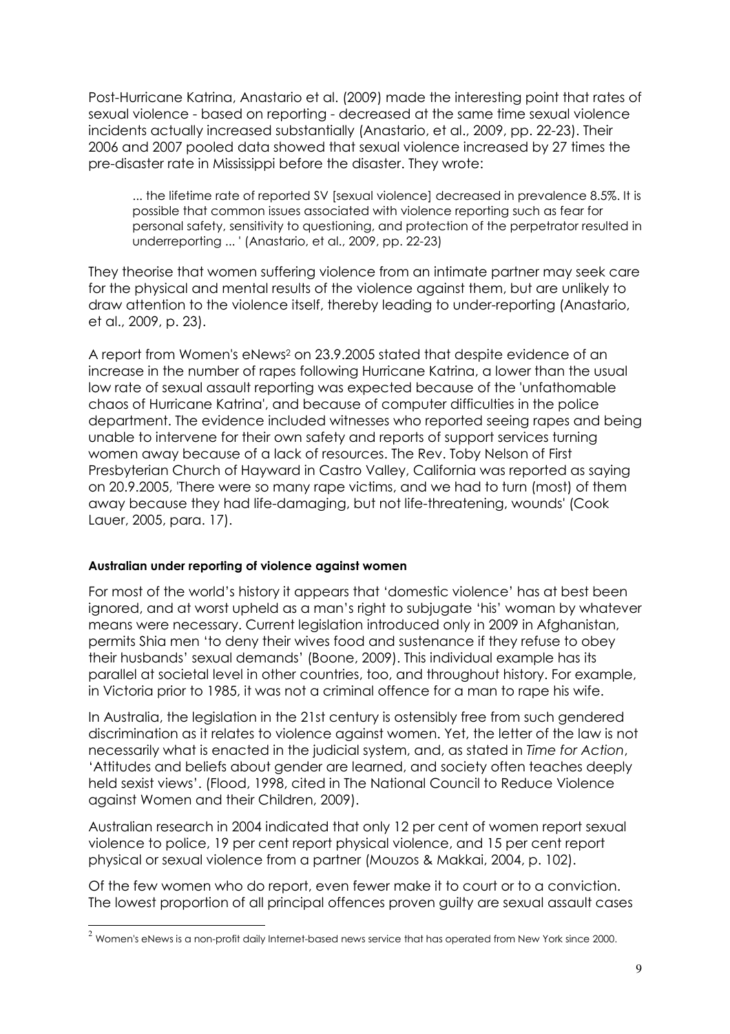Post-Hurricane Katrina, Anastario et al. (2009) made the interesting point that rates of sexual violence - based on reporting - decreased at the same time sexual violence incidents actually increased substantially (Anastario, et al., 2009, pp. 22-23). Their 2006 and 2007 pooled data showed that sexual violence increased by 27 times the pre-disaster rate in Mississippi before the disaster. They wrote:

> ... the lifetime rate of reported SV [sexual violence] decreased in prevalence 8.5%. It is possible that common issues associated with violence reporting such as fear for personal safety, sensitivity to questioning, and protection of the perpetrator resulted in underreporting ... ' (Anastario, et al., 2009, pp. 22-23)

They theorise that women suffering violence from an intimate partner may seek care for the physical and mental results of the violence against them, but are unlikely to draw attention to the violence itself, thereby leading to under-reporting (Anastario, et al., 2009, p. 23).

A report from Women's eNews[2] on 23.9.2005 stated that despite evidence of an increase in the number of rapes following Hurricane Katrina, a lower than the usual low rate of sexual assault reporting was expected because of the 'unfathomable chaos of Hurricane Katrina', and because of computer difficulties in the police department. The evidence included witnesses who reported seeing rapes and being unable to intervene for their own safety and reports of support services turning women away because of a lack of resources. The Rev. Toby Nelson of First Presbyterian Church of Hayward in Castro Valley, California was reported as saying on 20.9.2005, 'There were so many rape victims, and we had to turn (most) of them away because they had life-damaging, but not life-threatening, wounds' (Cook Lauer, 2005, para. 17).

#### Australian under reporting of violence against women

For most of the world's history it appears that 'domestic violence' has at best been ignored, and at worst upheld as a man's right to subjugate 'his' woman by whatever means were necessary. Current legislation introduced only in 2009 in Afghanistan, permits Shia men 'to deny their wives food and sustenance if they refuse to obey their husbands' sexual demands' (Boone, 2009). This individual example has its parallel at societal level in other countries, too, and throughout history. For example, in Victoria prior to 1985, it was not a criminal offence for a man to rape his wife.

In Australia, the legislation in the 21st century is ostensibly free from such gendered discrimination as it relates to violence against women. Yet, the letter of the law is not necessarily what is enacted in the judicial system, and, as stated in *Time for Action*, 'Attitudes and beliefs about gender are learned, and society often teaches deeply held sexist views'. (Flood, 1998, cited in The National Council to Reduce Violence against Women and their Children, 2009).

Australian research in 2004 indicated that only 12 per cent of women report sexual violence to police, 19 per cent report physical violence, and 15 per cent report physical or sexual violence from a partner (Mouzos & Makkai, 2004, p. 102).

Of the few women who do report, even fewer make it to court or to a conviction. The lowest proportion of all principal offences proven guilty are sexual assault cases

---

[2] Women's eNews is a non-profit daily Internet-based news service that has operated from New York since 2000.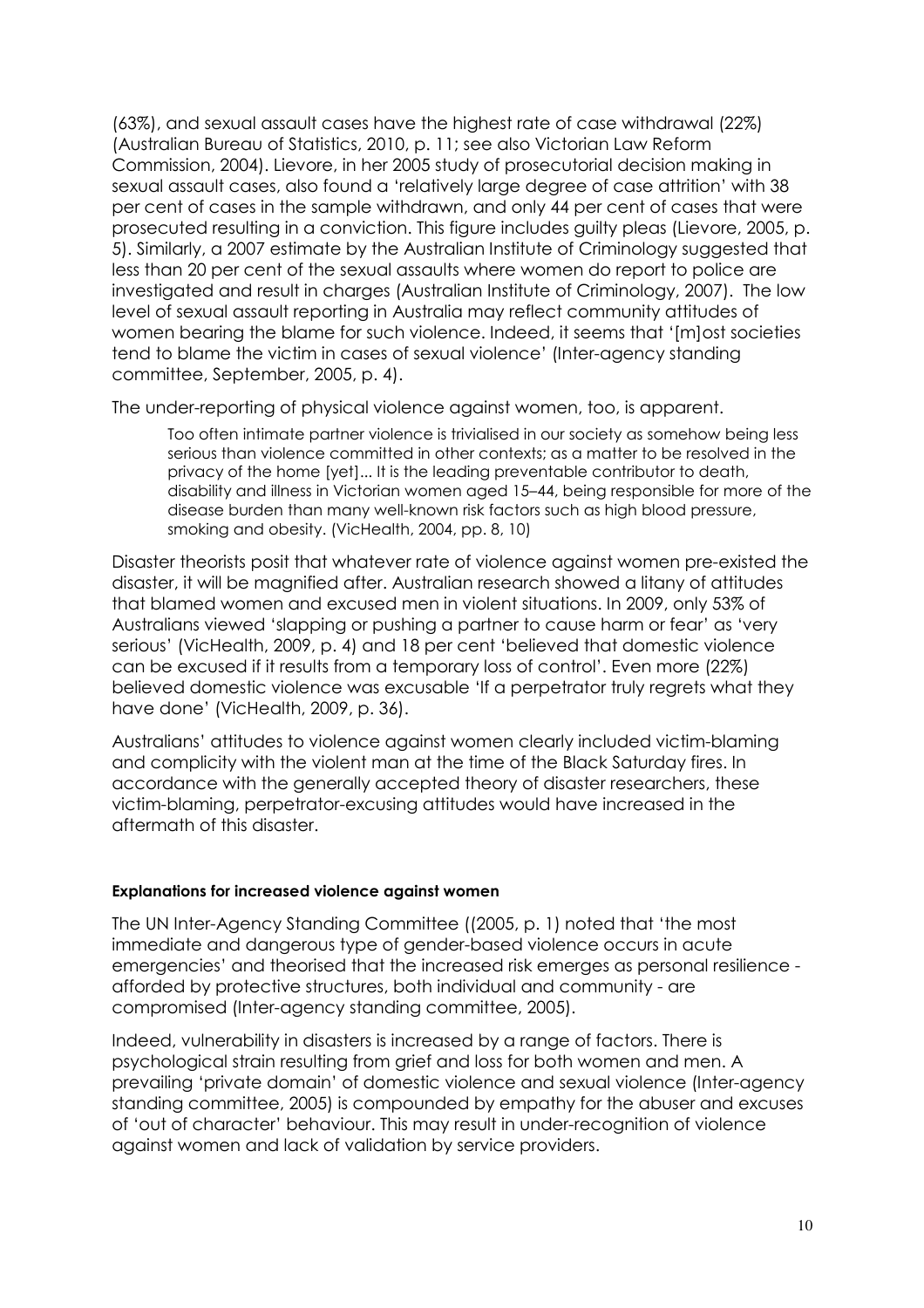(63%), and sexual assault cases have the highest rate of case withdrawal (22%) (Australian Bureau of Statistics, 2010, p. 11; see also Victorian Law Reform Commission, 2004). Lievore, in her 2005 study of prosecutorial decision making in sexual assault cases, also found a 'relatively large degree of case attrition' with 38 per cent of cases in the sample withdrawn, and only 44 per cent of cases that were prosecuted resulting in a conviction. This figure includes guilty pleas (Lievore, 2005, p. 5). Similarly, a 2007 estimate by the Australian Institute of Criminology suggested that less than 20 per cent of the sexual assaults where women do report to police are investigated and result in charges (Australian Institute of Criminology, 2007). The low level of sexual assault reporting in Australia may reflect community attitudes of women bearing the blame for such violence. Indeed, it seems that '[m]ost societies tend to blame the victim in cases of sexual violence' (Inter-agency standing committee, September, 2005, p. 4).

The under-reporting of physical violence against women, too, is apparent.

> Too often intimate partner violence is trivialised in our society as somehow being less serious than violence committed in other contexts; as a matter to be resolved in the privacy of the home [yet]... It is the leading preventable contributor to death, disability and illness in Victorian women aged 15–44, being responsible for more of the disease burden than many well-known risk factors such as high blood pressure, smoking and obesity. (VicHealth, 2004, pp. 8, 10)

Disaster theorists posit that whatever rate of violence against women pre-existed the disaster, it will be magnified after. Australian research showed a litany of attitudes that blamed women and excused men in violent situations. In 2009, only 53% of Australians viewed 'slapping or pushing a partner to cause harm or fear' as 'very serious' (VicHealth, 2009, p. 4) and 18 per cent 'believed that domestic violence can be excused if it results from a temporary loss of control'. Even more (22%) believed domestic violence was excusable 'If a perpetrator truly regrets what they have done' (VicHealth, 2009, p. 36).

Australians' attitudes to violence against women clearly included victim-blaming and complicity with the violent man at the time of the Black Saturday fires. In accordance with the generally accepted theory of disaster researchers, these victim-blaming, perpetrator-excusing attitudes would have increased in the aftermath of this disaster.

#### Explanations for increased violence against women

The UN Inter-Agency Standing Committee ((2005, p. 1) noted that 'the most immediate and dangerous type of gender-based violence occurs in acute emergencies' and theorised that the increased risk emerges as personal resilience - afforded by protective structures, both individual and community - are compromised (Inter-agency standing committee, 2005).

Indeed, vulnerability in disasters is increased by a range of factors. There is psychological strain resulting from grief and loss for both women and men. A prevailing 'private domain' of domestic violence and sexual violence (Inter-agency standing committee, 2005) is compounded by empathy for the abuser and excuses of 'out of character' behaviour. This may result in under-recognition of violence against women and lack of validation by service providers.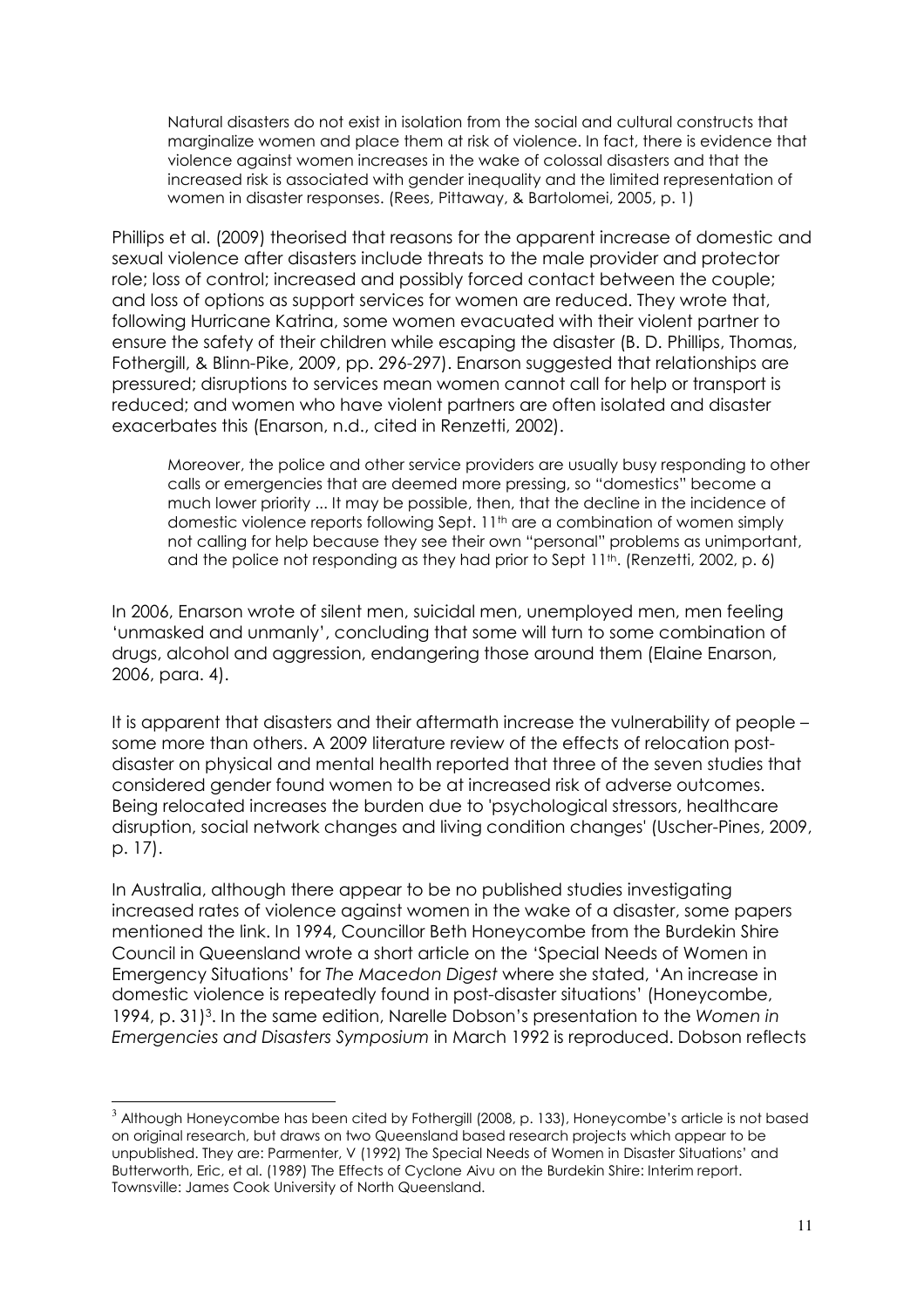> Natural disasters do not exist in isolation from the social and cultural constructs that marginalize women and place them at risk of violence. In fact, there is evidence that violence against women increases in the wake of colossal disasters and that the increased risk is associated with gender inequality and the limited representation of women in disaster responses. (Rees, Pittaway, & Bartolomei, 2005, p. 1)

Phillips et al. (2009) theorised that reasons for the apparent increase of domestic and sexual violence after disasters include threats to the male provider and protector role; loss of control; increased and possibly forced contact between the couple; and loss of options as support services for women are reduced. They wrote that, following Hurricane Katrina, some women evacuated with their violent partner to ensure the safety of their children while escaping the disaster (B. D. Phillips, Thomas, Fothergill, & Blinn-Pike, 2009, pp. 296-297). Enarson suggested that relationships are pressured; disruptions to services mean women cannot call for help or transport is reduced; and women who have violent partners are often isolated and disaster exacerbates this (Enarson, n.d., cited in Renzetti, 2002).

> Moreover, the police and other service providers are usually busy responding to other calls or emergencies that are deemed more pressing, so "domestics" become a much lower priority ... It may be possible, then, that the decline in the incidence of domestic violence reports following Sept. 11th are a combination of women simply not calling for help because they see their own "personal" problems as unimportant, and the police not responding as they had prior to Sept 11th. (Renzetti, 2002, p. 6)

In 2006, Enarson wrote of silent men, suicidal men, unemployed men, men feeling 'unmasked and unmanly', concluding that some will turn to some combination of drugs, alcohol and aggression, endangering those around them (Elaine Enarson, 2006, para. 4).

It is apparent that disasters and their aftermath increase the vulnerability of people – some more than others. A 2009 literature review of the effects of relocation post-disaster on physical and mental health reported that three of the seven studies that considered gender found women to be at increased risk of adverse outcomes. Being relocated increases the burden due to 'psychological stressors, healthcare disruption, social network changes and living condition changes' (Uscher-Pines, 2009, p. 17).

In Australia, although there appear to be no published studies investigating increased rates of violence against women in the wake of a disaster, some papers mentioned the link. In 1994, Councillor Beth Honeycombe from the Burdekin Shire Council in Queensland wrote a short article on the 'Special Needs of Women in Emergency Situations' for *The Macedon Digest* where she stated, 'An increase in domestic violence is repeatedly found in post-disaster situations' (Honeycombe, 1994, p. 31)[3]. In the same edition, Narelle Dobson's presentation to the *Women in Emergencies and Disasters Symposium* in March 1992 is reproduced. Dobson reflects

[3] Although Honeycombe has been cited by Fothergill (2008, p. 133), Honeycombe's article is not based on original research, but draws on two Queensland based research projects which appear to be unpublished. They are: Parmenter, V (1992) The Special Needs of Women in Disaster Situations' and Butterworth, Eric, et al. (1989) The Effects of Cyclone Aivu on the Burdekin Shire: Interim report. Townsville: James Cook University of North Queensland.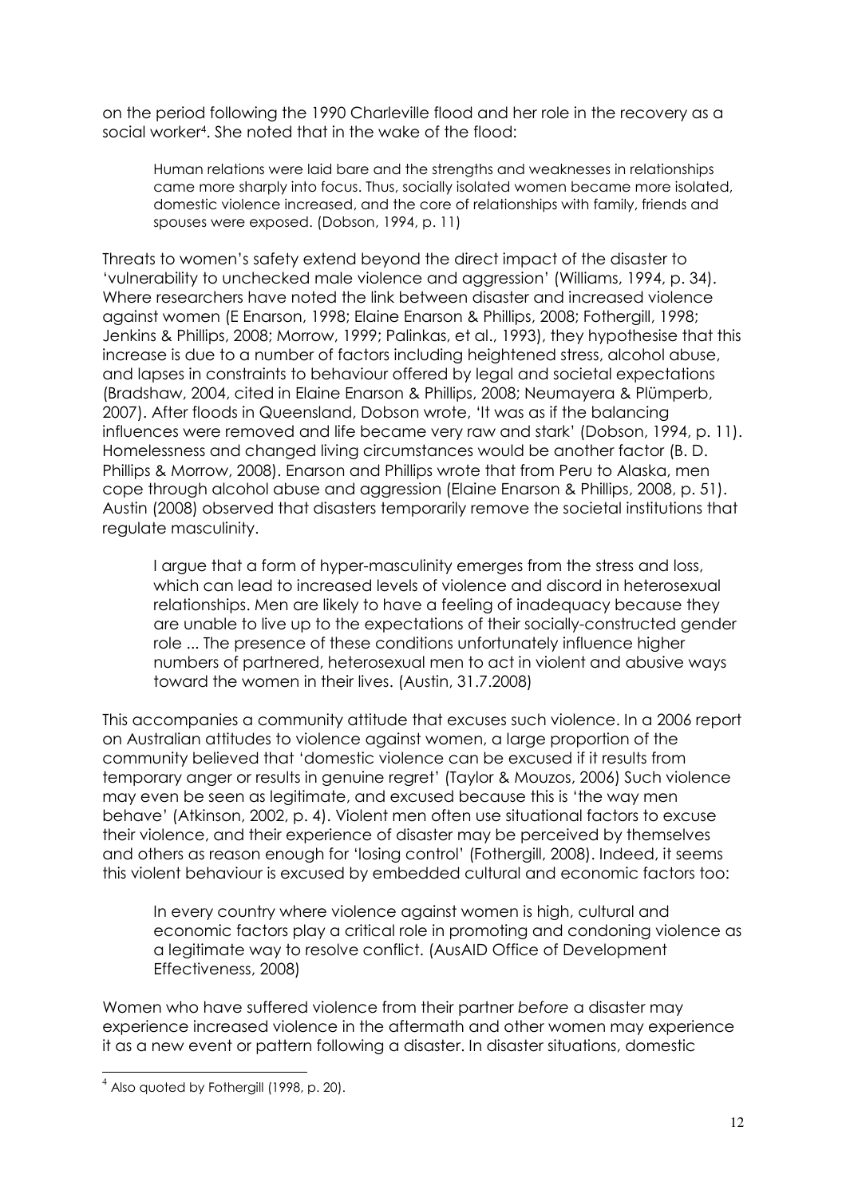on the period following the 1990 Charleville flood and her role in the recovery as a social worker[4]. She noted that in the wake of the flood:

> Human relations were laid bare and the strengths and weaknesses in relationships came more sharply into focus. Thus, socially isolated women became more isolated, domestic violence increased, and the core of relationships with family, friends and spouses were exposed. (Dobson, 1994, p. 11)

Threats to women's safety extend beyond the direct impact of the disaster to 'vulnerability to unchecked male violence and aggression' (Williams, 1994, p. 34). Where researchers have noted the link between disaster and increased violence against women (E Enarson, 1998; Elaine Enarson & Phillips, 2008; Fothergill, 1998; Jenkins & Phillips, 2008; Morrow, 1999; Palinkas, et al., 1993), they hypothesise that this increase is due to a number of factors including heightened stress, alcohol abuse, and lapses in constraints to behaviour offered by legal and societal expectations (Bradshaw, 2004, cited in Elaine Enarson & Phillips, 2008; Neumayera & Plümperb, 2007). After floods in Queensland, Dobson wrote, 'It was as if the balancing influences were removed and life became very raw and stark' (Dobson, 1994, p. 11). Homelessness and changed living circumstances would be another factor (B. D. Phillips & Morrow, 2008). Enarson and Phillips wrote that from Peru to Alaska, men cope through alcohol abuse and aggression (Elaine Enarson & Phillips, 2008, p. 51). Austin (2008) observed that disasters temporarily remove the societal institutions that regulate masculinity.

> I argue that a form of hyper-masculinity emerges from the stress and loss, which can lead to increased levels of violence and discord in heterosexual relationships. Men are likely to have a feeling of inadequacy because they are unable to live up to the expectations of their socially-constructed gender role ... The presence of these conditions unfortunately influence higher numbers of partnered, heterosexual men to act in violent and abusive ways toward the women in their lives. (Austin, 31.7.2008)

This accompanies a community attitude that excuses such violence. In a 2006 report on Australian attitudes to violence against women, a large proportion of the community believed that 'domestic violence can be excused if it results from temporary anger or results in genuine regret' (Taylor & Mouzos, 2006) Such violence may even be seen as legitimate, and excused because this is 'the way men behave' (Atkinson, 2002, p. 4). Violent men often use situational factors to excuse their violence, and their experience of disaster may be perceived by themselves and others as reason enough for 'losing control' (Fothergill, 2008). Indeed, it seems this violent behaviour is excused by embedded cultural and economic factors too:

> In every country where violence against women is high, cultural and economic factors play a critical role in promoting and condoning violence as a legitimate way to resolve conflict. (AusAID Office of Development Effectiveness, 2008)

Women who have suffered violence from their partner *before* a disaster may experience increased violence in the aftermath and other women may experience it as a new event or pattern following a disaster. In disaster situations, domestic

[4] Also quoted by Fothergill (1998, p. 20).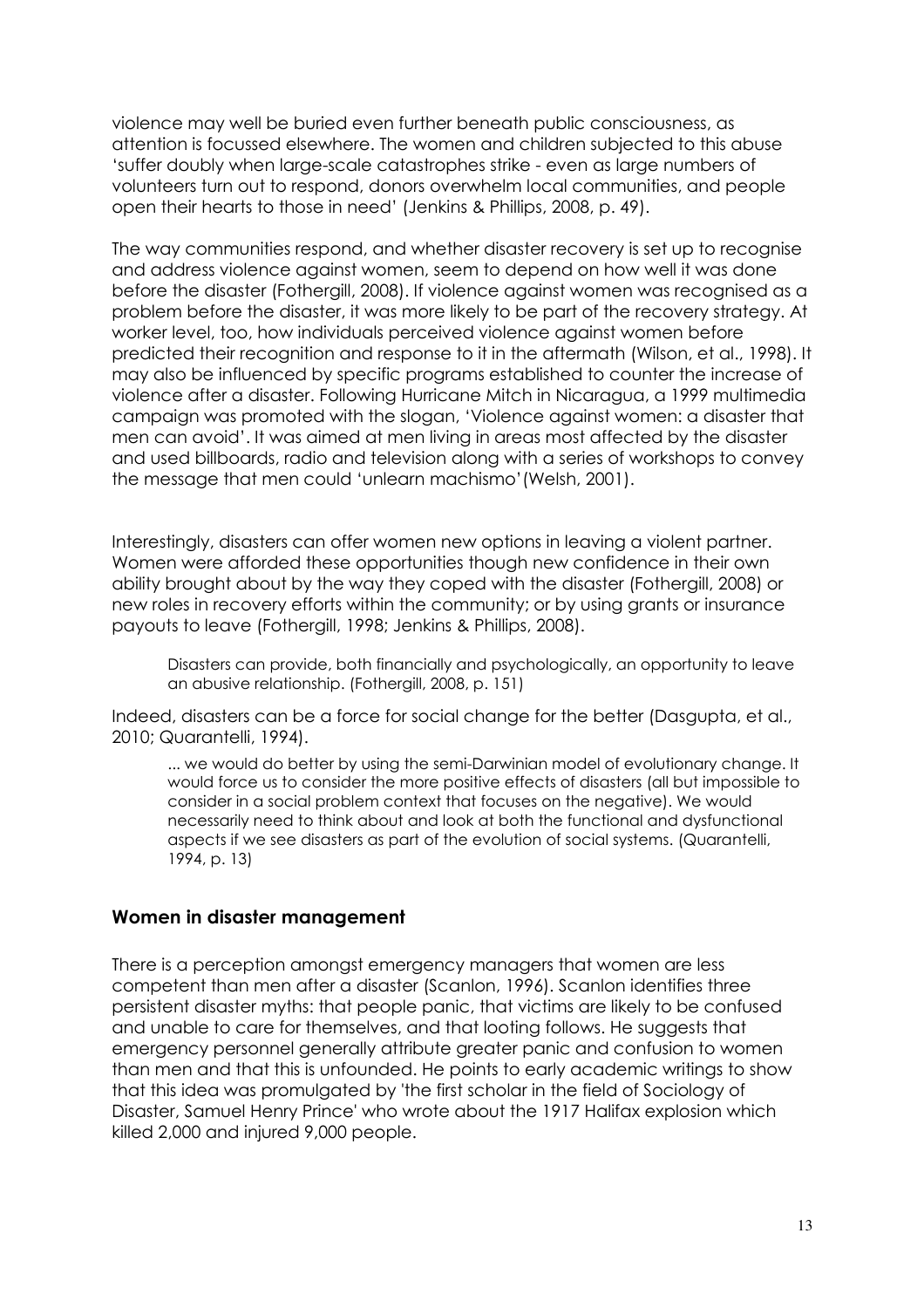violence may well be buried even further beneath public consciousness, as attention is focussed elsewhere. The women and children subjected to this abuse 'suffer doubly when large-scale catastrophes strike - even as large numbers of volunteers turn out to respond, donors overwhelm local communities, and people open their hearts to those in need' (Jenkins & Phillips, 2008, p. 49).

The way communities respond, and whether disaster recovery is set up to recognise and address violence against women, seem to depend on how well it was done before the disaster (Fothergill, 2008). If violence against women was recognised as a problem before the disaster, it was more likely to be part of the recovery strategy. At worker level, too, how individuals perceived violence against women before predicted their recognition and response to it in the aftermath (Wilson, et al., 1998). It may also be influenced by specific programs established to counter the increase of violence after a disaster. Following Hurricane Mitch in Nicaragua, a 1999 multimedia campaign was promoted with the slogan, 'Violence against women: a disaster that men can avoid'. It was aimed at men living in areas most affected by the disaster and used billboards, radio and television along with a series of workshops to convey the message that men could 'unlearn machismo'(Welsh, 2001).

Interestingly, disasters can offer women new options in leaving a violent partner. Women were afforded these opportunities though new confidence in their own ability brought about by the way they coped with the disaster (Fothergill, 2008) or new roles in recovery efforts within the community; or by using grants or insurance payouts to leave (Fothergill, 1998; Jenkins & Phillips, 2008).

> Disasters can provide, both financially and psychologically, an opportunity to leave an abusive relationship. (Fothergill, 2008, p. 151)

Indeed, disasters can be a force for social change for the better (Dasgupta, et al., 2010; Quarantelli, 1994).

> ... we would do better by using the semi-Darwinian model of evolutionary change. It would force us to consider the more positive effects of disasters (all but impossible to consider in a social problem context that focuses on the negative). We would necessarily need to think about and look at both the functional and dysfunctional aspects if we see disasters as part of the evolution of social systems. (Quarantelli, 1994, p. 13)

## Women in disaster management

There is a perception amongst emergency managers that women are less competent than men after a disaster (Scanlon, 1996). Scanlon identifies three persistent disaster myths: that people panic, that victims are likely to be confused and unable to care for themselves, and that looting follows. He suggests that emergency personnel generally attribute greater panic and confusion to women than men and that this is unfounded. He points to early academic writings to show that this idea was promulgated by 'the first scholar in the field of Sociology of Disaster, Samuel Henry Prince' who wrote about the 1917 Halifax explosion which killed 2,000 and injured 9,000 people.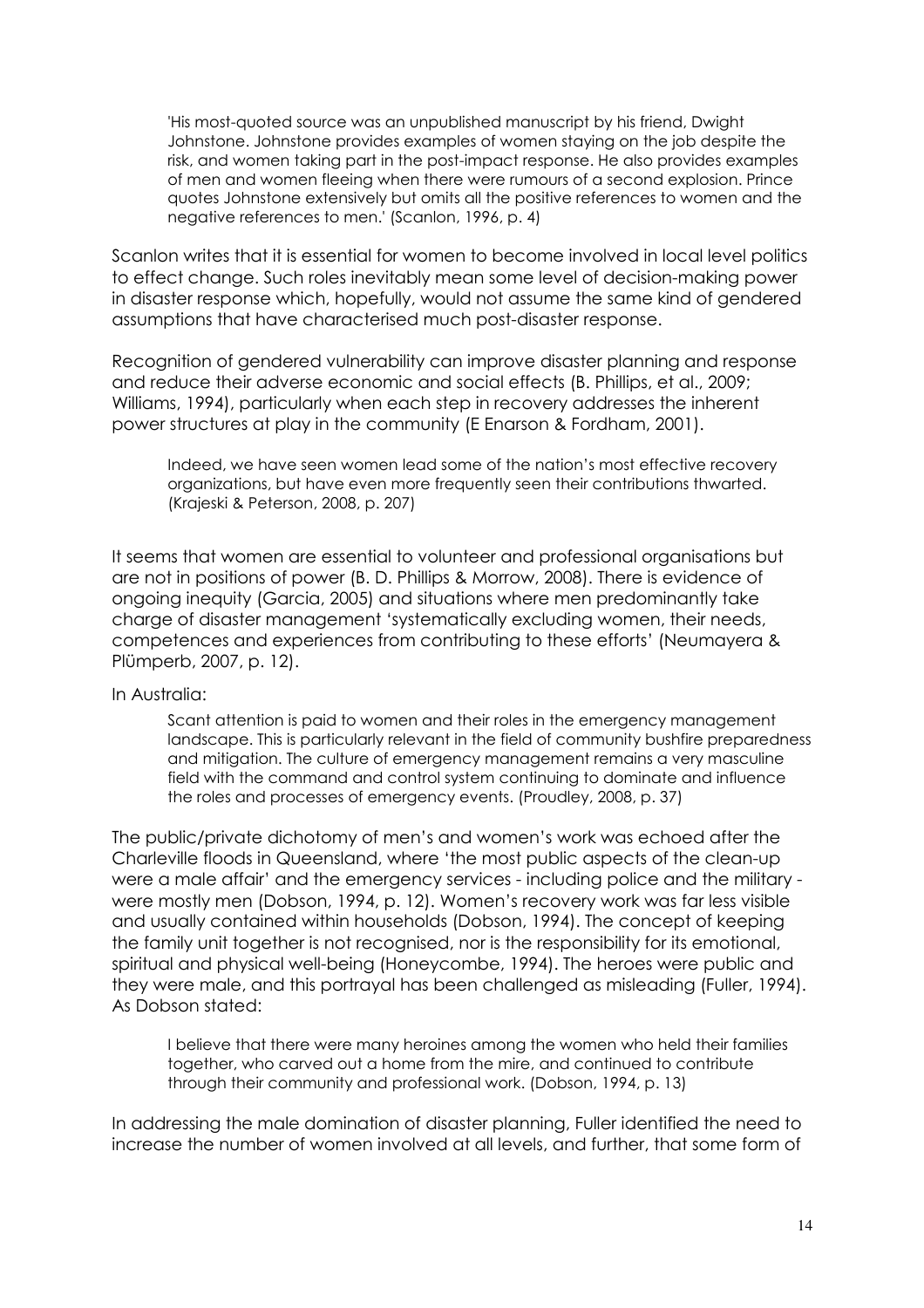> 'His most-quoted source was an unpublished manuscript by his friend, Dwight Johnstone. Johnstone provides examples of women staying on the job despite the risk, and women taking part in the post-impact response. He also provides examples of men and women fleeing when there were rumours of a second explosion. Prince quotes Johnstone extensively but omits all the positive references to women and the negative references to men.' (Scanlon, 1996, p. 4)

Scanlon writes that it is essential for women to become involved in local level politics to effect change. Such roles inevitably mean some level of decision-making power in disaster response which, hopefully, would not assume the same kind of gendered assumptions that have characterised much post-disaster response.

Recognition of gendered vulnerability can improve disaster planning and response and reduce their adverse economic and social effects (B. Phillips, et al., 2009; Williams, 1994), particularly when each step in recovery addresses the inherent power structures at play in the community (E Enarson & Fordham, 2001).

> Indeed, we have seen women lead some of the nation's most effective recovery organizations, but have even more frequently seen their contributions thwarted. (Krajeski & Peterson, 2008, p. 207)

It seems that women are essential to volunteer and professional organisations but are not in positions of power (B. D. Phillips & Morrow, 2008). There is evidence of ongoing inequity (Garcia, 2005) and situations where men predominantly take charge of disaster management 'systematically excluding women, their needs, competences and experiences from contributing to these efforts' (Neumayera & Plümperb, 2007, p. 12).

In Australia:

> Scant attention is paid to women and their roles in the emergency management landscape. This is particularly relevant in the field of community bushfire preparedness and mitigation. The culture of emergency management remains a very masculine field with the command and control system continuing to dominate and influence the roles and processes of emergency events. (Proudley, 2008, p. 37)

The public/private dichotomy of men's and women's work was echoed after the Charleville floods in Queensland, where 'the most public aspects of the clean-up were a male affair' and the emergency services - including police and the military - were mostly men (Dobson, 1994, p. 12). Women's recovery work was far less visible and usually contained within households (Dobson, 1994). The concept of keeping the family unit together is not recognised, nor is the responsibility for its emotional, spiritual and physical well-being (Honeycombe, 1994). The heroes were public and they were male, and this portrayal has been challenged as misleading (Fuller, 1994). As Dobson stated:

> I believe that there were many heroines among the women who held their families together, who carved out a home from the mire, and continued to contribute through their community and professional work. (Dobson, 1994, p. 13)

In addressing the male domination of disaster planning, Fuller identified the need to increase the number of women involved at all levels, and further, that some form of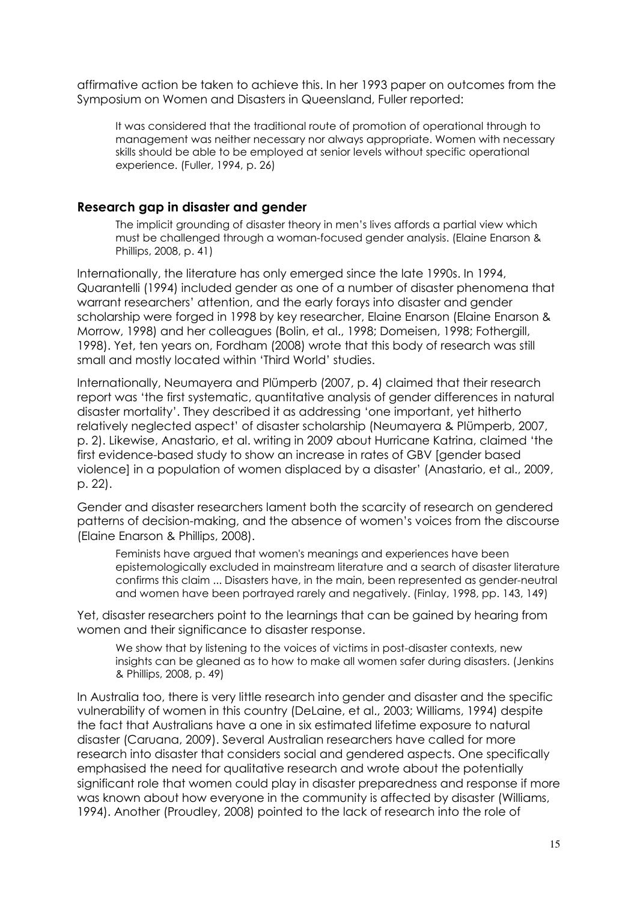affirmative action be taken to achieve this. In her 1993 paper on outcomes from the Symposium on Women and Disasters in Queensland, Fuller reported:

> It was considered that the traditional route of promotion of operational through to management was neither necessary nor always appropriate. Women with necessary skills should be able to be employed at senior levels without specific operational experience. (Fuller, 1994, p. 26)

### Research gap in disaster and gender

> The implicit grounding of disaster theory in men's lives affords a partial view which must be challenged through a woman-focused gender analysis. (Elaine Enarson & Phillips, 2008, p. 41)

Internationally, the literature has only emerged since the late 1990s. In 1994, Quarantelli (1994) included gender as one of a number of disaster phenomena that warrant researchers' attention, and the early forays into disaster and gender scholarship were forged in 1998 by key researcher, Elaine Enarson (Elaine Enarson & Morrow, 1998) and her colleagues (Bolin, et al., 1998; Domeisen, 1998; Fothergill, 1998). Yet, ten years on, Fordham (2008) wrote that this body of research was still small and mostly located within 'Third World' studies.

Internationally, Neumayera and Plümperb (2007, p. 4) claimed that their research report was 'the first systematic, quantitative analysis of gender differences in natural disaster mortality'. They described it as addressing 'one important, yet hitherto relatively neglected aspect' of disaster scholarship (Neumayera & Plümperb, 2007, p. 2). Likewise, Anastario, et al. writing in 2009 about Hurricane Katrina, claimed 'the first evidence-based study to show an increase in rates of GBV [gender based violence] in a population of women displaced by a disaster' (Anastario, et al., 2009, p. 22).

Gender and disaster researchers lament both the scarcity of research on gendered patterns of decision-making, and the absence of women's voices from the discourse (Elaine Enarson & Phillips, 2008).

> Feminists have argued that women's meanings and experiences have been epistemologically excluded in mainstream literature and a search of disaster literature confirms this claim ... Disasters have, in the main, been represented as gender-neutral and women have been portrayed rarely and negatively. (Finlay, 1998, pp. 143, 149)

Yet, disaster researchers point to the learnings that can be gained by hearing from women and their significance to disaster response.

> We show that by listening to the voices of victims in post-disaster contexts, new insights can be gleaned as to how to make all women safer during disasters. (Jenkins & Phillips, 2008, p. 49)

In Australia too, there is very little research into gender and disaster and the specific vulnerability of women in this country (DeLaine, et al., 2003; Williams, 1994) despite the fact that Australians have a one in six estimated lifetime exposure to natural disaster (Caruana, 2009). Several Australian researchers have called for more research into disaster that considers social and gendered aspects. One specifically emphasised the need for qualitative research and wrote about the potentially significant role that women could play in disaster preparedness and response if more was known about how everyone in the community is affected by disaster (Williams, 1994). Another (Proudley, 2008) pointed to the lack of research into the role of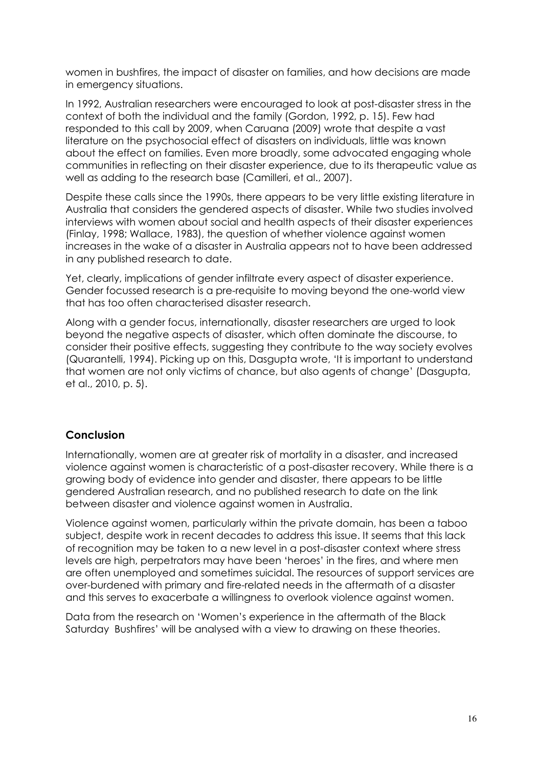women in bushfires, the impact of disaster on families, and how decisions are made in emergency situations.

In 1992, Australian researchers were encouraged to look at post-disaster stress in the context of both the individual and the family (Gordon, 1992, p. 15). Few had responded to this call by 2009, when Caruana (2009) wrote that despite a vast literature on the psychosocial effect of disasters on individuals, little was known about the effect on families. Even more broadly, some advocated engaging whole communities in reflecting on their disaster experience, due to its therapeutic value as well as adding to the research base (Camilleri, et al., 2007).

Despite these calls since the 1990s, there appears to be very little existing literature in Australia that considers the gendered aspects of disaster. While two studies involved interviews with women about social and health aspects of their disaster experiences (Finlay, 1998; Wallace, 1983), the question of whether violence against women increases in the wake of a disaster in Australia appears not to have been addressed in any published research to date.

Yet, clearly, implications of gender infiltrate every aspect of disaster experience. Gender focussed research is a pre-requisite to moving beyond the one-world view that has too often characterised disaster research.

Along with a gender focus, internationally, disaster researchers are urged to look beyond the negative aspects of disaster, which often dominate the discourse, to consider their positive effects, suggesting they contribute to the way society evolves (Quarantelli, 1994). Picking up on this, Dasgupta wrote, 'It is important to understand that women are not only victims of chance, but also agents of change' (Dasgupta, et al., 2010, p. 5).

## Conclusion

Internationally, women are at greater risk of mortality in a disaster, and increased violence against women is characteristic of a post-disaster recovery. While there is a growing body of evidence into gender and disaster, there appears to be little gendered Australian research, and no published research to date on the link between disaster and violence against women in Australia.

Violence against women, particularly within the private domain, has been a taboo subject, despite work in recent decades to address this issue. It seems that this lack of recognition may be taken to a new level in a post-disaster context where stress levels are high, perpetrators may have been 'heroes' in the fires, and where men are often unemployed and sometimes suicidal. The resources of support services are over-burdened with primary and fire-related needs in the aftermath of a disaster and this serves to exacerbate a willingness to overlook violence against women.

Data from the research on 'Women's experience in the aftermath of the Black Saturday Bushfires' will be analysed with a view to drawing on these theories.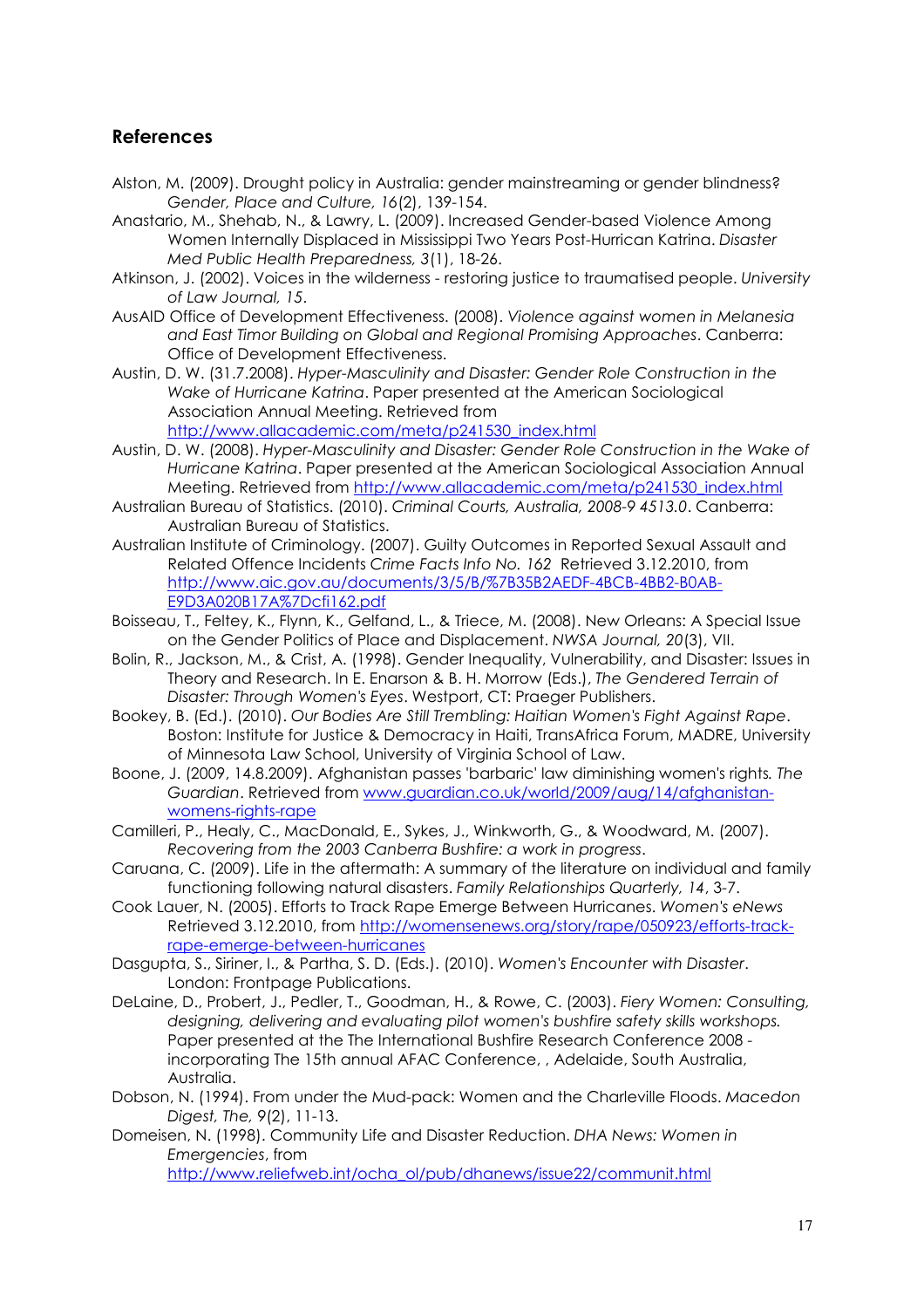## References

Alston, M. (2009). Drought policy in Australia: gender mainstreaming or gender blindness? *Gender, Place and Culture, 16*(2), 139-154.

Anastario, M., Shehab, N., & Lawry, L. (2009). Increased Gender-based Violence Among Women Internally Displaced in Mississippi Two Years Post-Hurrican Katrina. *Disaster Med Public Health Preparedness, 3*(1), 18-26.

Atkinson, J. (2002). Voices in the wilderness - restoring justice to traumatised people. *University of Law Journal, 15*.

AusAID Office of Development Effectiveness. (2008). *Violence against women in Melanesia and East Timor Building on Global and Regional Promising Approaches*. Canberra: Office of Development Effectiveness.

Austin, D. W. (31.7.2008). *Hyper-Masculinity and Disaster: Gender Role Construction in the Wake of Hurricane Katrina*. Paper presented at the American Sociological Association Annual Meeting. Retrieved from http://www.allacademic.com/meta/p241530_index.html

Austin, D. W. (2008). *Hyper-Masculinity and Disaster: Gender Role Construction in the Wake of Hurricane Katrina*. Paper presented at the American Sociological Association Annual Meeting. Retrieved from http://www.allacademic.com/meta/p241530_index.html

Australian Bureau of Statistics. (2010). *Criminal Courts, Australia, 2008-9 4513.0*. Canberra: Australian Bureau of Statistics.

Australian Institute of Criminology. (2007). Guilty Outcomes in Reported Sexual Assault and Related Offence Incidents *Crime Facts Info No. 162* Retrieved 3.12.2010, from http://www.aic.gov.au/documents/3/5/B/%7B35B2AEDF-4BCB-4BB2-B0AB-E9D3A020B17A%7Dcfi162.pdf

Boisseau, T., Feltey, K., Flynn, K., Gelfand, L., & Triece, M. (2008). New Orleans: A Special Issue on the Gender Politics of Place and Displacement. *NWSA Journal, 20*(3), VII.

Bolin, R., Jackson, M., & Crist, A. (1998). Gender Inequality, Vulnerability, and Disaster: Issues in Theory and Research. In E. Enarson & B. H. Morrow (Eds.), *The Gendered Terrain of Disaster: Through Women's Eyes*. Westport, CT: Praeger Publishers.

Bookey, B. (Ed.). (2010). *Our Bodies Are Still Trembling: Haitian Women's Fight Against Rape*. Boston: Institute for Justice & Democracy in Haiti, TransAfrica Forum, MADRE, University of Minnesota Law School, University of Virginia School of Law.

Boone, J. (2009, 14.8.2009). Afghanistan passes 'barbaric' law diminishing women's rights. *The Guardian*. Retrieved from www.guardian.co.uk/world/2009/aug/14/afghanistan-womens-rights-rape

Camilleri, P., Healy, C., MacDonald, E., Sykes, J., Winkworth, G., & Woodward, M. (2007). *Recovering from the 2003 Canberra Bushfire: a work in progress*.

Caruana, C. (2009). Life in the aftermath: A summary of the literature on individual and family functioning following natural disasters. *Family Relationships Quarterly, 14*, 3-7.

Cook Lauer, N. (2005). Efforts to Track Rape Emerge Between Hurricanes. *Women's eNews* Retrieved 3.12.2010, from http://womensenews.org/story/rape/050923/efforts-track-rape-emerge-between-hurricanes

Dasgupta, S., Siriner, I., & Partha, S. D. (Eds.). (2010). *Women's Encounter with Disaster*. London: Frontpage Publications.

DeLaine, D., Probert, J., Pedler, T., Goodman, H., & Rowe, C. (2003). *Fiery Women: Consulting, designing, delivering and evaluating pilot women's bushfire safety skills workshops.* Paper presented at the The International Bushfire Research Conference 2008 - incorporating The 15th annual AFAC Conference, , Adelaide, South Australia, Australia.

Dobson, N. (1994). From under the Mud-pack: Women and the Charleville Floods. *Macedon Digest, The, 9*(2), 11-13.

Domeisen, N. (1998). Community Life and Disaster Reduction. *DHA News: Women in Emergencies*, from http://www.reliefweb.int/ocha_ol/pub/dhanews/issue22/communit.html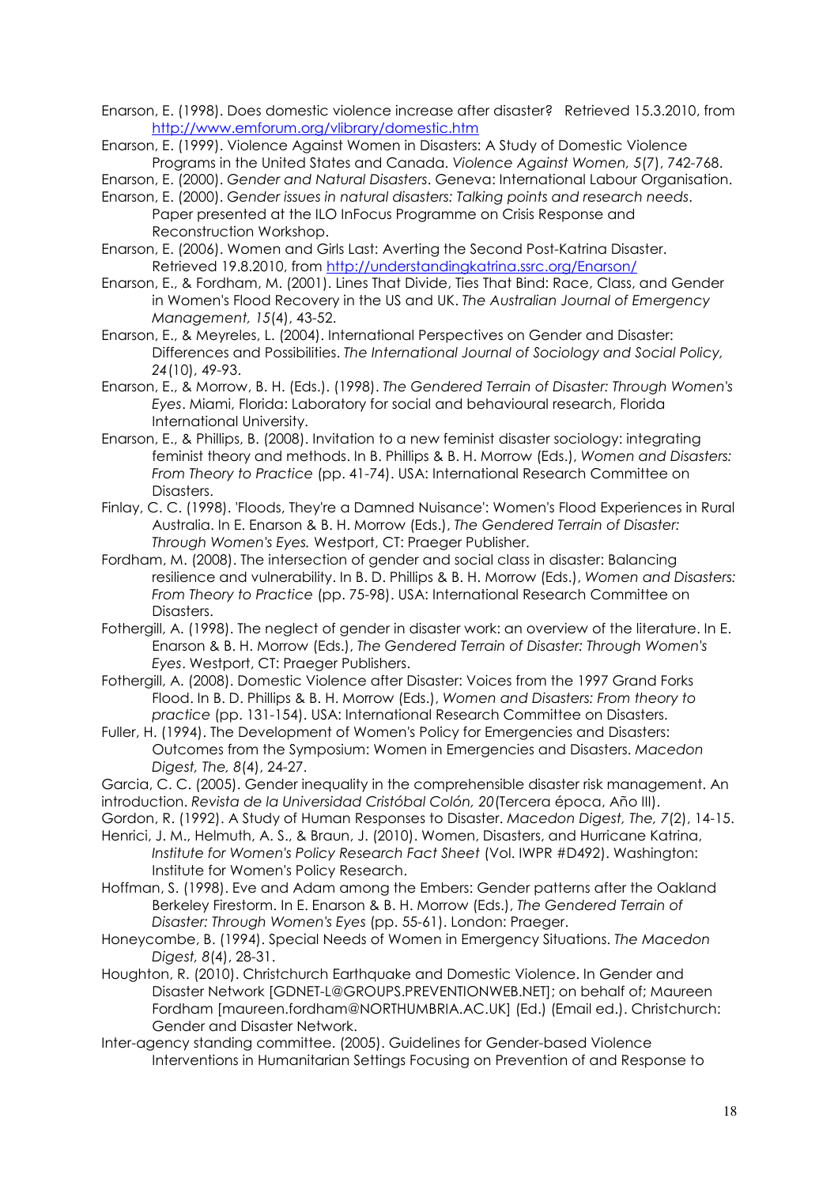Enarson, E. (1998). Does domestic violence increase after disaster? Retrieved 15.3.2010, from http://www.emforum.org/vlibrary/domestic.htm

Enarson, E. (1999). Violence Against Women in Disasters: A Study of Domestic Violence Programs in the United States and Canada. *Violence Against Women, 5*(7), 742-768.

Enarson, E. (2000). *Gender and Natural Disasters*. Geneva: International Labour Organisation.

Enarson, E. (2000). *Gender issues in natural disasters: Talking points and research needs*. Paper presented at the ILO InFocus Programme on Crisis Response and Reconstruction Workshop.

Enarson, E. (2006). Women and Girls Last: Averting the Second Post-Katrina Disaster. Retrieved 19.8.2010, from http://understandingkatrina.ssrc.org/Enarson/

Enarson, E., & Fordham, M. (2001). Lines That Divide, Ties That Bind: Race, Class, and Gender in Women's Flood Recovery in the US and UK. *The Australian Journal of Emergency Management, 15*(4), 43-52.

Enarson, E., & Meyreles, L. (2004). International Perspectives on Gender and Disaster: Differences and Possibilities. *The International Journal of Sociology and Social Policy, 24*(10), 49-93.

Enarson, E., & Morrow, B. H. (Eds.). (1998). *The Gendered Terrain of Disaster: Through Women's Eyes*. Miami, Florida: Laboratory for social and behavioural research, Florida International University.

Enarson, E., & Phillips, B. (2008). Invitation to a new feminist disaster sociology: integrating feminist theory and methods. In B. Phillips & B. H. Morrow (Eds.), *Women and Disasters: From Theory to Practice* (pp. 41-74). USA: International Research Committee on Disasters.

Finlay, C. C. (1998). 'Floods, They're a Damned Nuisance': Women's Flood Experiences in Rural Australia. In E. Enarson & B. H. Morrow (Eds.), *The Gendered Terrain of Disaster: Through Women's Eyes.* Westport, CT: Praeger Publisher.

Fordham, M. (2008). The intersection of gender and social class in disaster: Balancing resilience and vulnerability. In B. D. Phillips & B. H. Morrow (Eds.), *Women and Disasters: From Theory to Practice* (pp. 75-98). USA: International Research Committee on Disasters.

Fothergill, A. (1998). The neglect of gender in disaster work: an overview of the literature. In E. Enarson & B. H. Morrow (Eds.), *The Gendered Terrain of Disaster: Through Women's Eyes*. Westport, CT: Praeger Publishers.

Fothergill, A. (2008). Domestic Violence after Disaster: Voices from the 1997 Grand Forks Flood. In B. D. Phillips & B. H. Morrow (Eds.), *Women and Disasters: From theory to practice* (pp. 131-154). USA: International Research Committee on Disasters.

Fuller, H. (1994). The Development of Women's Policy for Emergencies and Disasters: Outcomes from the Symposium: Women in Emergencies and Disasters. *Macedon Digest, The, 8*(4), 24-27.

Garcia, C. C. (2005). Gender inequality in the comprehensible disaster risk management. An introduction. *Revista de la Universidad Cristóbal Colón, 20*(Tercera época, Año III).

Gordon, R. (1992). A Study of Human Responses to Disaster. *Macedon Digest, The, 7*(2), 14-15.

Henrici, J. M., Helmuth, A. S., & Braun, J. (2010). Women, Disasters, and Hurricane Katrina, *Institute for Women's Policy Research Fact Sheet* (Vol. IWPR #D492). Washington: Institute for Women's Policy Research.

Hoffman, S. (1998). Eve and Adam among the Embers: Gender patterns after the Oakland Berkeley Firestorm. In E. Enarson & B. H. Morrow (Eds.), *The Gendered Terrain of Disaster: Through Women's Eyes* (pp. 55-61). London: Praeger.

Honeycombe, B. (1994). Special Needs of Women in Emergency Situations. *The Macedon Digest, 8*(4), 28-31.

Houghton, R. (2010). Christchurch Earthquake and Domestic Violence. In Gender and Disaster Network [GDNET-L@GROUPS.PREVENTIONWEB.NET]; on behalf of; Maureen Fordham [maureen.fordham@NORTHUMBRIA.AC.UK] (Ed.) (Email ed.). Christchurch: Gender and Disaster Network.

Inter-agency standing committee. (2005). Guidelines for Gender-based Violence Interventions in Humanitarian Settings Focusing on Prevention of and Response to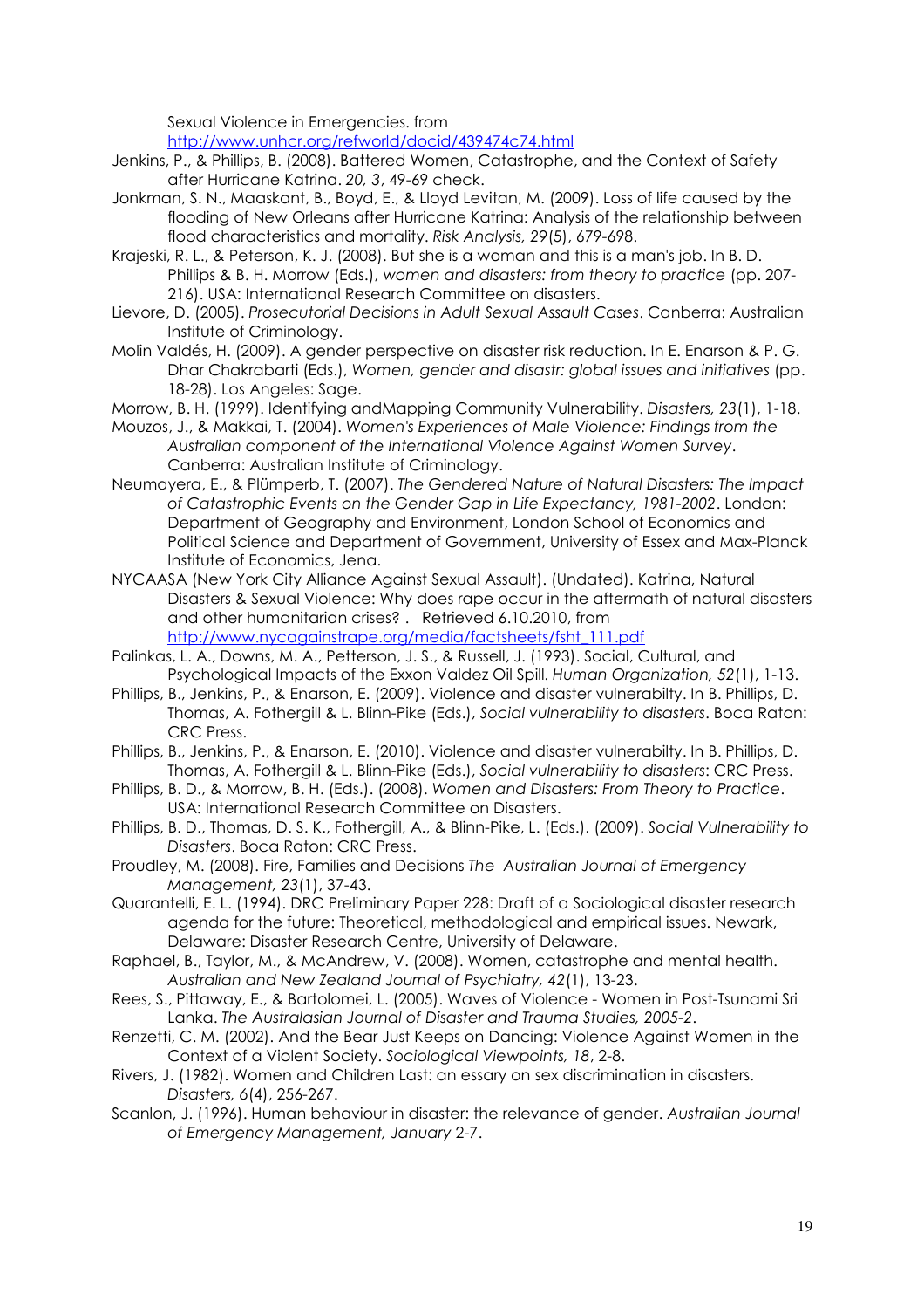Sexual Violence in Emergencies. from http://www.unhcr.org/refworld/docid/439474c74.html

Jenkins, P., & Phillips, B. (2008). Battered Women, Catastrophe, and the Context of Safety after Hurricane Katrina. *20, 3*, 49-69 check.

Jonkman, S. N., Maaskant, B., Boyd, E., & Lloyd Levitan, M. (2009). Loss of life caused by the flooding of New Orleans after Hurricane Katrina: Analysis of the relationship between flood characteristics and mortality. *Risk Analysis, 29*(5), 679-698.

Krajeski, R. L., & Peterson, K. J. (2008). But she is a woman and this is a man's job. In B. D. Phillips & B. H. Morrow (Eds.), *women and disasters: from theory to practice* (pp. 207-216). USA: International Research Committee on disasters.

Lievore, D. (2005). *Prosecutorial Decisions in Adult Sexual Assault Cases*. Canberra: Australian Institute of Criminology.

Molin Valdés, H. (2009). A gender perspective on disaster risk reduction. In E. Enarson & P. G. Dhar Chakrabarti (Eds.), *Women, gender and disastr: global issues and initiatives* (pp. 18-28). Los Angeles: Sage.

Morrow, B. H. (1999). Identifying andMapping Community Vulnerability. *Disasters, 23*(1), 1-18.

Mouzos, J., & Makkai, T. (2004). *Women's Experiences of Male Violence: Findings from the Australian component of the International Violence Against Women Survey*. Canberra: Australian Institute of Criminology.

Neumayera, E., & Plümperb, T. (2007). *The Gendered Nature of Natural Disasters: The Impact of Catastrophic Events on the Gender Gap in Life Expectancy, 1981-2002*. London: Department of Geography and Environment, London School of Economics and Political Science and Department of Government, University of Essex and Max-Planck Institute of Economics, Jena.

NYCAASA (New York City Alliance Against Sexual Assault). (Undated). Katrina, Natural Disasters & Sexual Violence: Why does rape occur in the aftermath of natural disasters and other humanitarian crises? . Retrieved 6.10.2010, from http://www.nycagainstrape.org/media/factsheets/fsht_111.pdf

Palinkas, L. A., Downs, M. A., Petterson, J. S., & Russell, J. (1993). Social, Cultural, and Psychological Impacts of the Exxon Valdez Oil Spill. *Human Organization, 52*(1), 1-13.

Phillips, B., Jenkins, P., & Enarson, E. (2009). Violence and disaster vulnerabilty. In B. Phillips, D. Thomas, A. Fothergill & L. Blinn-Pike (Eds.), *Social vulnerability to disasters*. Boca Raton: CRC Press.

Phillips, B., Jenkins, P., & Enarson, E. (2010). Violence and disaster vulnerabilty. In B. Phillips, D. Thomas, A. Fothergill & L. Blinn-Pike (Eds.), *Social vulnerability to disasters*: CRC Press.

Phillips, B. D., & Morrow, B. H. (Eds.). (2008). *Women and Disasters: From Theory to Practice*. USA: International Research Committee on Disasters.

Phillips, B. D., Thomas, D. S. K., Fothergill, A., & Blinn-Pike, L. (Eds.). (2009). *Social Vulnerability to Disasters*. Boca Raton: CRC Press.

Proudley, M. (2008). Fire, Families and Decisions *The Australian Journal of Emergency Management, 23*(1), 37-43.

Quarantelli, E. L. (1994). DRC Preliminary Paper 228: Draft of a Sociological disaster research agenda for the future: Theoretical, methodological and empirical issues. Newark, Delaware: Disaster Research Centre, University of Delaware.

Raphael, B., Taylor, M., & McAndrew, V. (2008). Women, catastrophe and mental health. *Australian and New Zealand Journal of Psychiatry, 42*(1), 13-23.

Rees, S., Pittaway, E., & Bartolomei, L. (2005). Waves of Violence - Women in Post-Tsunami Sri Lanka. *The Australasian Journal of Disaster and Trauma Studies, 2005-2*.

Renzetti, C. M. (2002). And the Bear Just Keeps on Dancing: Violence Against Women in the Context of a Violent Society. *Sociological Viewpoints, 18*, 2-8.

Rivers, J. (1982). Women and Children Last: an essay on sex discrimination in disasters. *Disasters, 6*(4), 256-267.

Scanlon, J. (1996). Human behaviour in disaster: the relevance of gender. *Australian Journal of Emergency Management, January* 2-7.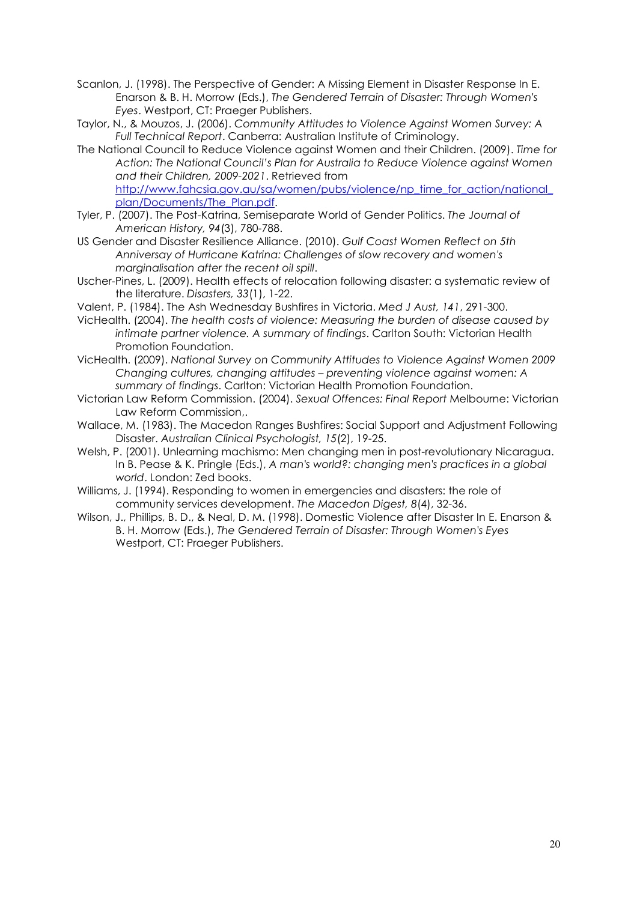Scanlon, J. (1998). The Perspective of Gender: A Missing Element in Disaster Response In E. Enarson & B. H. Morrow (Eds.), *The Gendered Terrain of Disaster: Through Women's Eyes*. Westport, CT: Praeger Publishers.

Taylor, N., & Mouzos, J. (2006). *Community Attitudes to Violence Against Women Survey: A Full Technical Report*. Canberra: Australian Institute of Criminology.

The National Council to Reduce Violence against Women and their Children. (2009). *Time for Action: The National Council's Plan for Australia to Reduce Violence against Women and their Children, 2009-2021*. Retrieved from http://www.fahcsia.gov.au/sa/women/pubs/violence/np_time_for_action/national_plan/Documents/The_Plan.pdf.

Tyler, P. (2007). The Post-Katrina, Semiseparate World of Gender Politics. *The Journal of American History, 94*(3), 780-788.

US Gender and Disaster Resilience Alliance. (2010). *Gulf Coast Women Reflect on 5th Anniversay of Hurricane Katrina: Challenges of slow recovery and women's marginalisation after the recent oil spill*.

Uscher-Pines, L. (2009). Health effects of relocation following disaster: a systematic review of the literature. *Disasters, 33*(1), 1-22.

Valent, P. (1984). The Ash Wednesday Bushfires in Victoria. *Med J Aust, 141*, 291-300.

VicHealth. (2004). *The health costs of violence: Measuring the burden of disease caused by intimate partner violence. A summary of findings*. Carlton South: Victorian Health Promotion Foundation.

VicHealth. (2009). *National Survey on Community Attitudes to Violence Against Women 2009 Changing cultures, changing attitudes – preventing violence against women: A summary of findings*. Carlton: Victorian Health Promotion Foundation.

Victorian Law Reform Commission. (2004). *Sexual Offences: Final Report* Melbourne: Victorian Law Reform Commission,.

Wallace, M. (1983). The Macedon Ranges Bushfires: Social Support and Adjustment Following Disaster. *Australian Clinical Psychologist, 15*(2), 19-25.

Welsh, P. (2001). Unlearning machismo: Men changing men in post-revolutionary Nicaragua. In B. Pease & K. Pringle (Eds.), *A man's world?: changing men's practices in a global world*. London: Zed books.

Williams, J. (1994). Responding to women in emergencies and disasters: the role of community services development. *The Macedon Digest, 8*(4), 32-36.

Wilson, J., Phillips, B. D., & Neal, D. M. (1998). Domestic Violence after Disaster In E. Enarson & B. H. Morrow (Eds.), *The Gendered Terrain of Disaster: Through Women's Eyes* Westport, CT: Praeger Publishers.